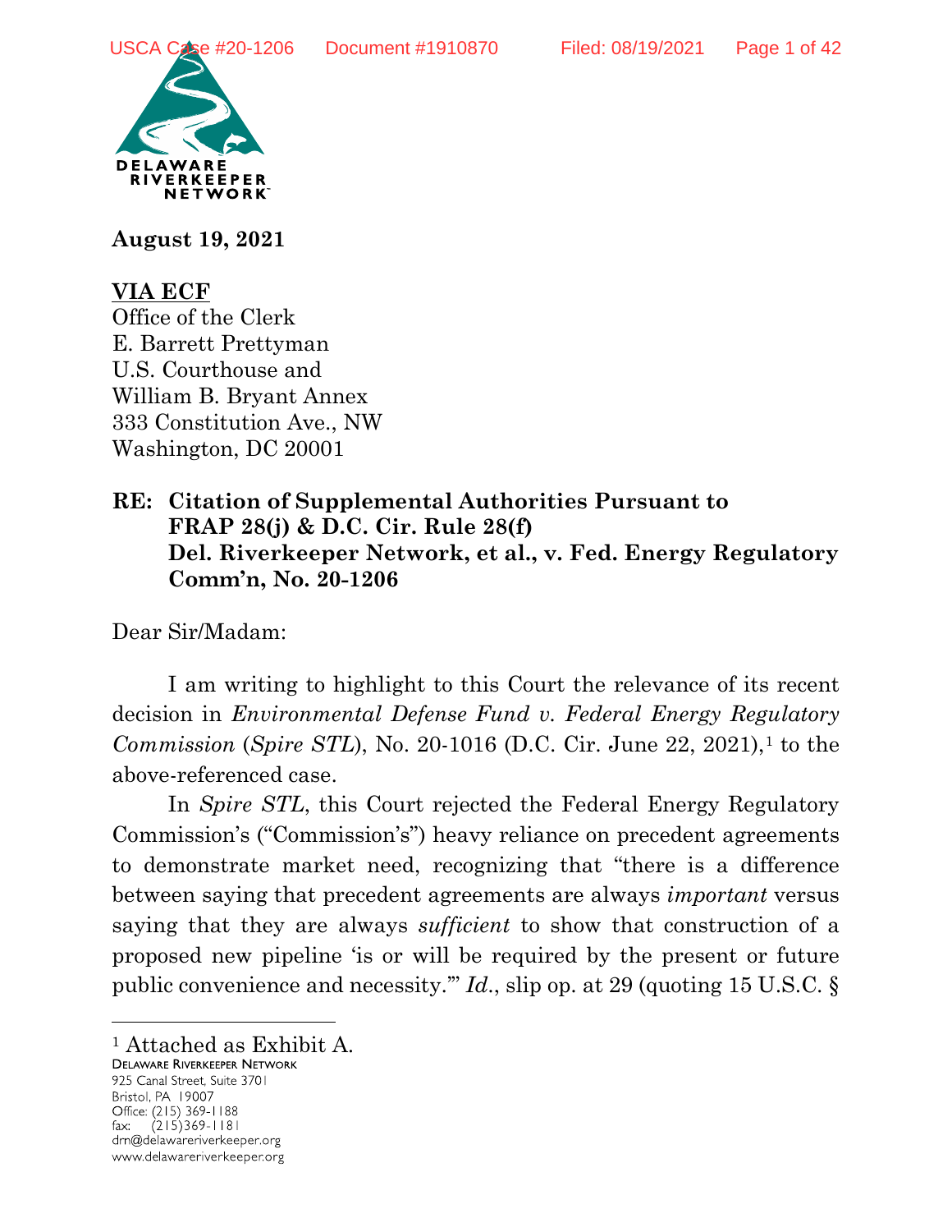**DELAWARE RIVERKEEPER NETWORK**

**August 19, 2021**

**VIA ECF**
Office of the Clerk
E. Barrett Prettyman
U.S. Courthouse and
William B. Bryant Annex
333 Constitution Ave., NW
Washington, DC 20001

**RE: Citation of Supplemental Authorities Pursuant to FRAP 28(j) & D.C. Cir. Rule 28(f)**
**Del. Riverkeeper Network, et al., v. Fed. Energy Regulatory Comm'n, No. 20-1206**

Dear Sir/Madam:

I am writing to highlight to this Court the relevance of its recent decision in *Environmental Defense Fund v. Federal Energy Regulatory Commission* (*Spire STL*), No. 20-1016 (D.C. Cir. June 22, 2021),[1] to the above-referenced case.

In *Spire STL*, this Court rejected the Federal Energy Regulatory Commission's ("Commission's") heavy reliance on precedent agreements to demonstrate market need, recognizing that "there is a difference between saying that precedent agreements are always *important* versus saying that they are always *sufficient* to show that construction of a proposed new pipeline 'is or will be required by the present or future public convenience and necessity.'" *Id.*, slip op. at 29 (quoting 15 U.S.C. §

[1] Attached as Exhibit A.

DELAWARE RIVERKEEPER NETWORK
925 Canal Street, Suite 3701
Bristol, PA 19007
Office: (215) 369-1188
fax: (215)369-1181
drn@delawareriverkeeper.org
www.delawareriverkeeper.org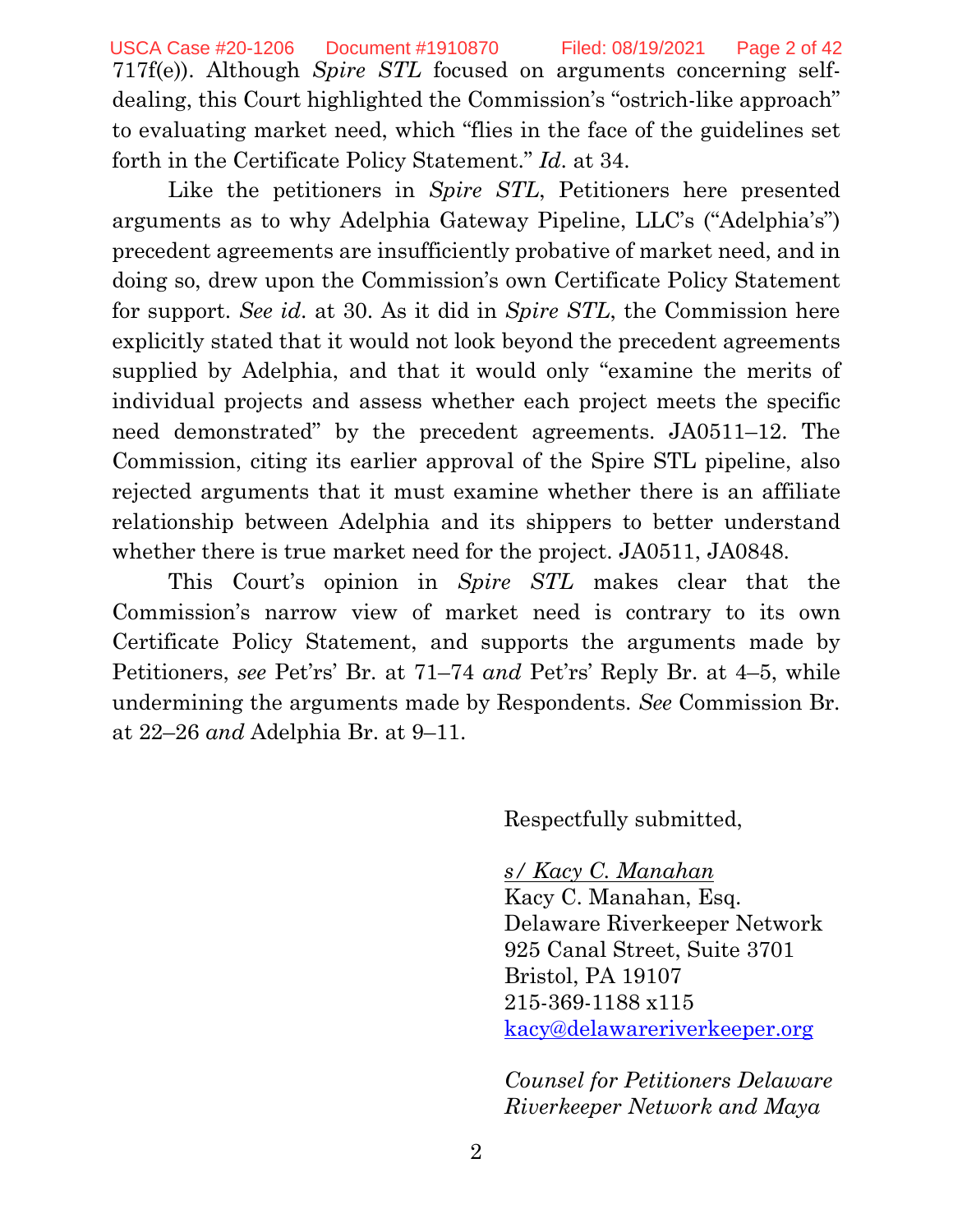717f(e)). Although *Spire STL* focused on arguments concerning self-dealing, this Court highlighted the Commission's "ostrich-like approach" to evaluating market need, which "flies in the face of the guidelines set forth in the Certificate Policy Statement." *Id.* at 34.

Like the petitioners in *Spire STL*, Petitioners here presented arguments as to why Adelphia Gateway Pipeline, LLC's ("Adelphia's") precedent agreements are insufficiently probative of market need, and in doing so, drew upon the Commission's own Certificate Policy Statement for support. *See id.* at 30. As it did in *Spire STL*, the Commission here explicitly stated that it would not look beyond the precedent agreements supplied by Adelphia, and that it would only "examine the merits of individual projects and assess whether each project meets the specific need demonstrated" by the precedent agreements. JA0511–12. The Commission, citing its earlier approval of the Spire STL pipeline, also rejected arguments that it must examine whether there is an affiliate relationship between Adelphia and its shippers to better understand whether there is true market need for the project. JA0511, JA0848.

This Court's opinion in *Spire STL* makes clear that the Commission's narrow view of market need is contrary to its own Certificate Policy Statement, and supports the arguments made by Petitioners, *see* Pet'rs' Br. at 71–74 *and* Pet'rs' Reply Br. at 4–5, while undermining the arguments made by Respondents. *See* Commission Br. at 22–26 *and* Adelphia Br. at 9–11.

Respectfully submitted,

s/ Kacy C. Manahan
Kacy C. Manahan, Esq.
Delaware Riverkeeper Network
925 Canal Street, Suite 3701
Bristol, PA 19107
215-369-1188 x115
kacy@delawareriverkeeper.org

*Counsel for Petitioners Delaware Riverkeeper Network and Maya*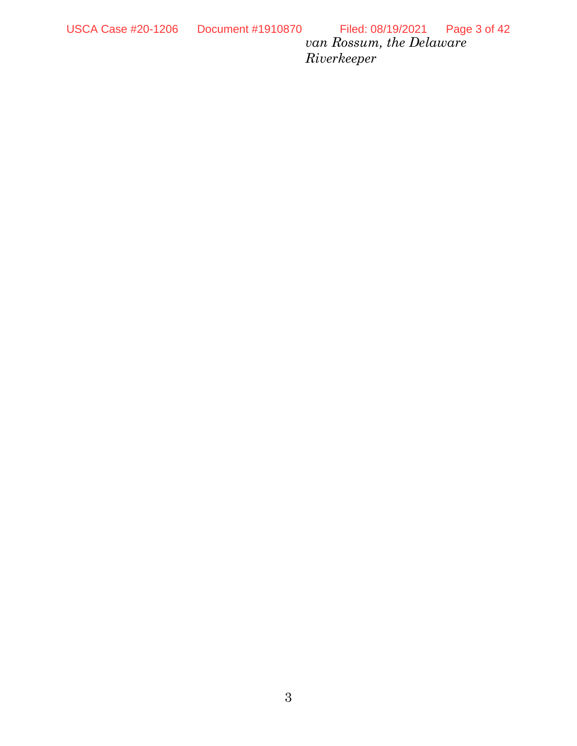*van Rossum, the Delaware Riverkeeper*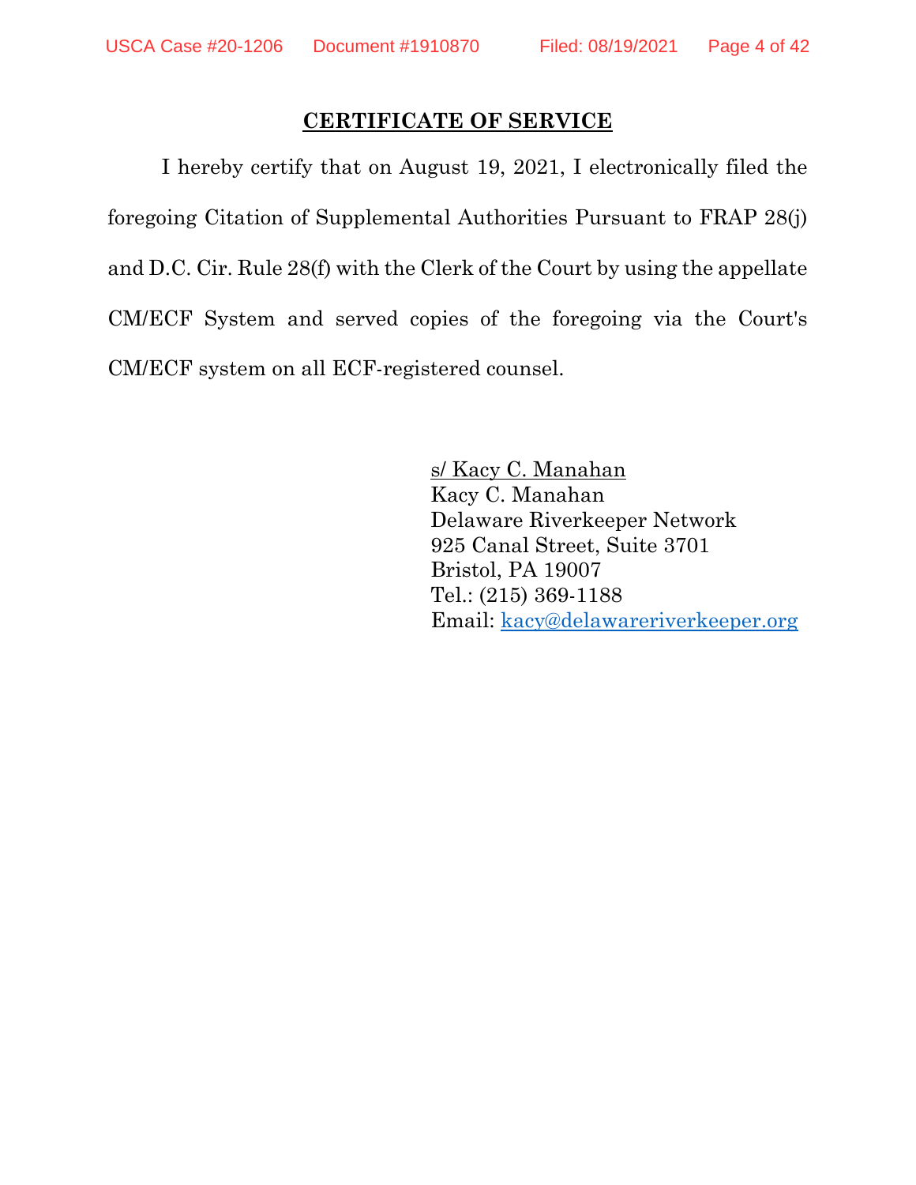## CERTIFICATE OF SERVICE

I hereby certify that on August 19, 2021, I electronically filed the foregoing Citation of Supplemental Authorities Pursuant to FRAP 28(j) and D.C. Cir. Rule 28(f) with the Clerk of the Court by using the appellate CM/ECF System and served copies of the foregoing via the Court's CM/ECF system on all ECF-registered counsel.

s/ Kacy C. Manahan
Kacy C. Manahan
Delaware Riverkeeper Network
925 Canal Street, Suite 3701
Bristol, PA 19007
Tel.: (215) 369-1188
Email: kacy@delawareriverkeeper.org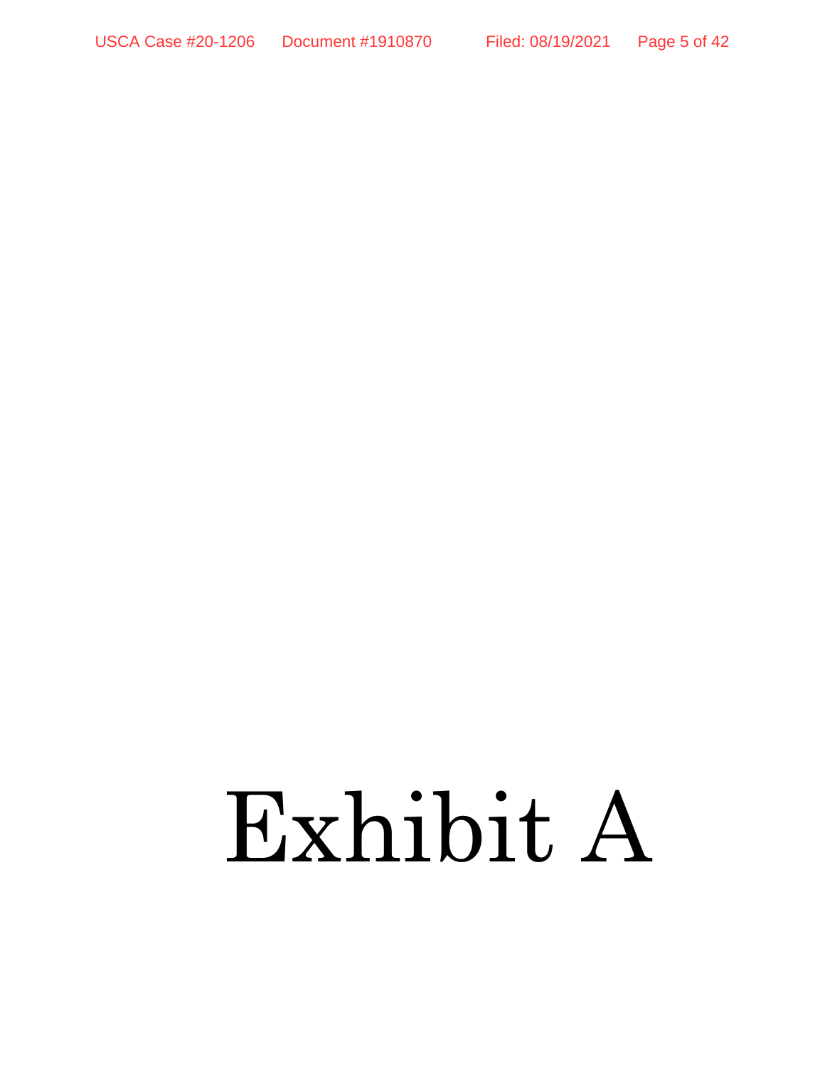# Exhibit A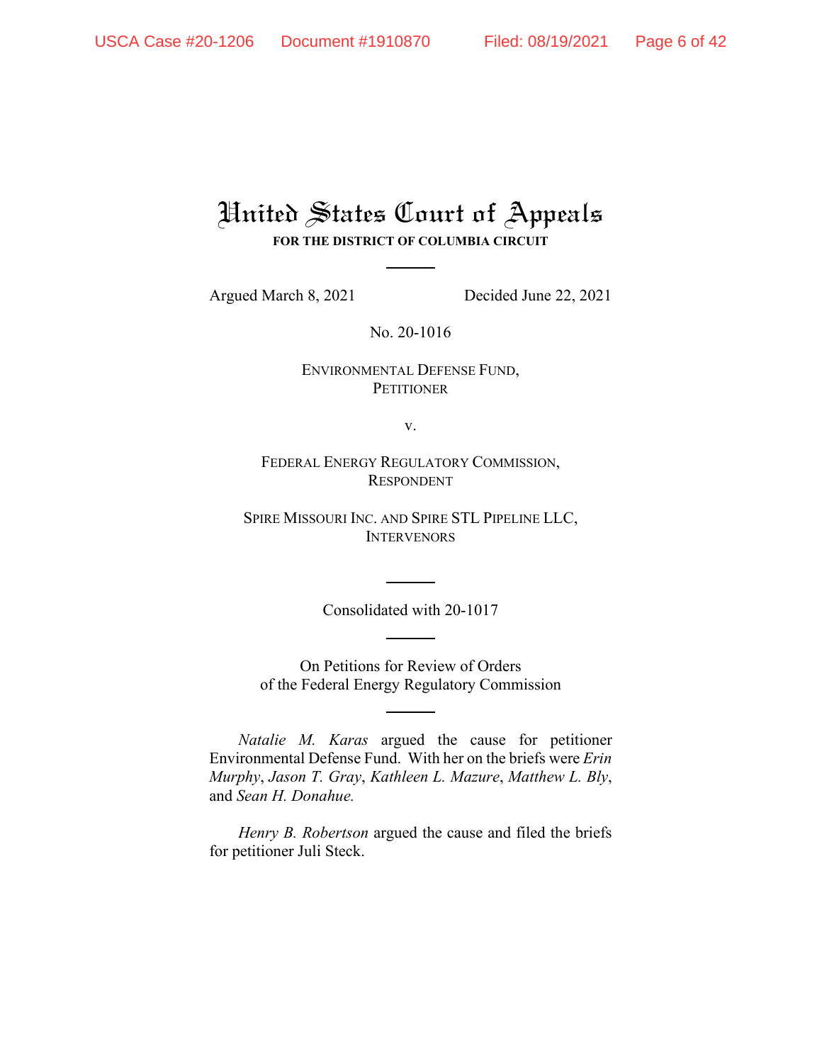# United States Court of Appeals

**FOR THE DISTRICT OF COLUMBIA CIRCUIT**

Argued March 8, 2021 Decided June 22, 2021

No. 20-1016

ENVIRONMENTAL DEFENSE FUND,
PETITIONER

v.

FEDERAL ENERGY REGULATORY COMMISSION,
RESPONDENT

SPIRE MISSOURI INC. AND SPIRE STL PIPELINE LLC,
INTERVENORS

---

Consolidated with 20-1017

---

On Petitions for Review of Orders
of the Federal Energy Regulatory Commission

---

*Natalie M. Karas* argued the cause for petitioner Environmental Defense Fund. With her on the briefs were *Erin Murphy*, *Jason T. Gray*, *Kathleen L. Mazure*, *Matthew L. Bly*, and *Sean H. Donahue.*

*Henry B. Robertson* argued the cause and filed the briefs for petitioner Juli Steck.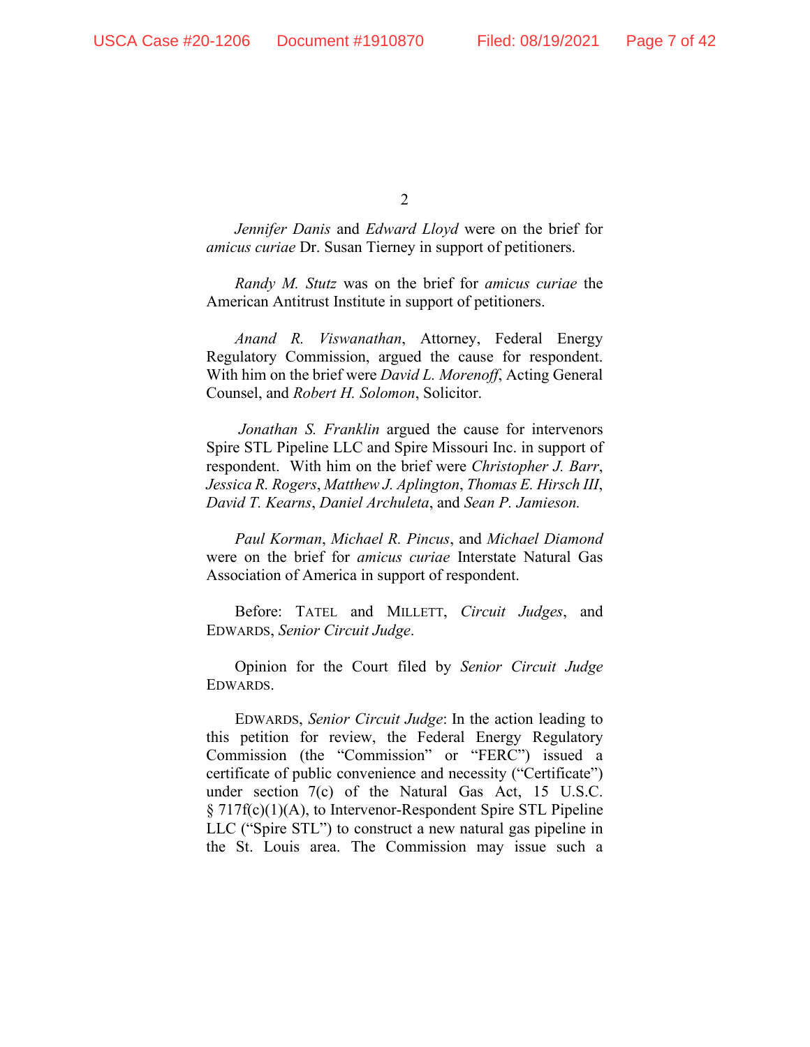*Jennifer Danis* and *Edward Lloyd* were on the brief for *amicus curiae* Dr. Susan Tierney in support of petitioners.

*Randy M. Stutz* was on the brief for *amicus curiae* the American Antitrust Institute in support of petitioners.

*Anand R. Viswanathan*, Attorney, Federal Energy Regulatory Commission, argued the cause for respondent. With him on the brief were *David L. Morenoff*, Acting General Counsel, and *Robert H. Solomon*, Solicitor.

*Jonathan S. Franklin* argued the cause for intervenors Spire STL Pipeline LLC and Spire Missouri Inc. in support of respondent. With him on the brief were *Christopher J. Barr*, *Jessica R. Rogers*, *Matthew J. Aplington*, *Thomas E. Hirsch III*, *David T. Kearns*, *Daniel Archuleta*, and *Sean P. Jamieson.*

*Paul Korman*, *Michael R. Pincus*, and *Michael Diamond* were on the brief for *amicus curiae* Interstate Natural Gas Association of America in support of respondent.

Before: TATEL and MILLETT, *Circuit Judges*, and EDWARDS, *Senior Circuit Judge*.

Opinion for the Court filed by *Senior Circuit Judge* EDWARDS.

EDWARDS, *Senior Circuit Judge*: In the action leading to this petition for review, the Federal Energy Regulatory Commission (the "Commission" or "FERC") issued a certificate of public convenience and necessity ("Certificate") under section 7(c) of the Natural Gas Act, 15 U.S.C. § 717f(c)(1)(A), to Intervenor-Respondent Spire STL Pipeline LLC ("Spire STL") to construct a new natural gas pipeline in the St. Louis area. The Commission may issue such a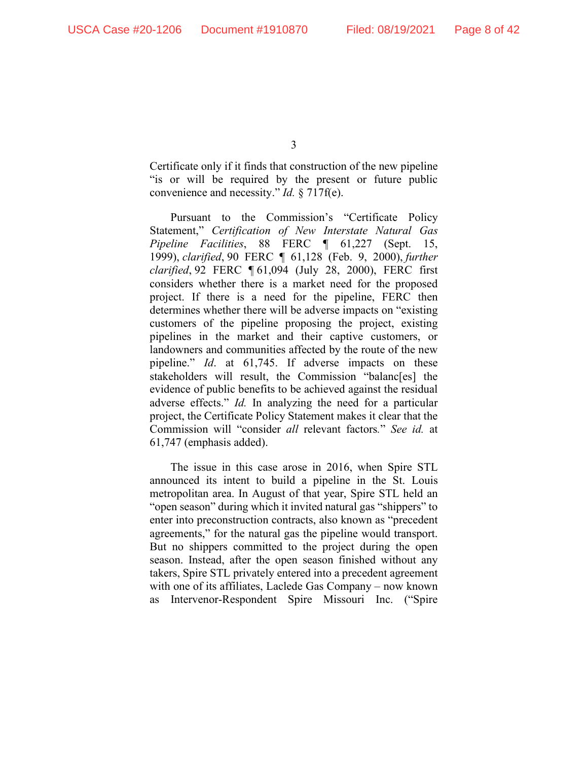Certificate only if it finds that construction of the new pipeline "is or will be required by the present or future public convenience and necessity." *Id.* § 717f(e).

Pursuant to the Commission's "Certificate Policy Statement," *Certification of New Interstate Natural Gas Pipeline Facilities*, 88 FERC ¶ 61,227 (Sept. 15, 1999), *clarified*, 90 FERC ¶ 61,128 (Feb. 9, 2000), *further clarified*, 92 FERC ¶ 61,094 (July 28, 2000), FERC first considers whether there is a market need for the proposed project. If there is a need for the pipeline, FERC then determines whether there will be adverse impacts on "existing customers of the pipeline proposing the project, existing pipelines in the market and their captive customers, or landowners and communities affected by the route of the new pipeline." *Id*. at 61,745. If adverse impacts on these stakeholders will result, the Commission "balanc[es] the evidence of public benefits to be achieved against the residual adverse effects." *Id.* In analyzing the need for a particular project, the Certificate Policy Statement makes it clear that the Commission will "consider *all* relevant factors." *See id.* at 61,747 (emphasis added).

The issue in this case arose in 2016, when Spire STL announced its intent to build a pipeline in the St. Louis metropolitan area. In August of that year, Spire STL held an "open season" during which it invited natural gas "shippers" to enter into preconstruction contracts, also known as "precedent agreements," for the natural gas the pipeline would transport. But no shippers committed to the project during the open season. Instead, after the open season finished without any takers, Spire STL privately entered into a precedent agreement with one of its affiliates, Laclede Gas Company – now known as Intervenor-Respondent Spire Missouri Inc. ("Spire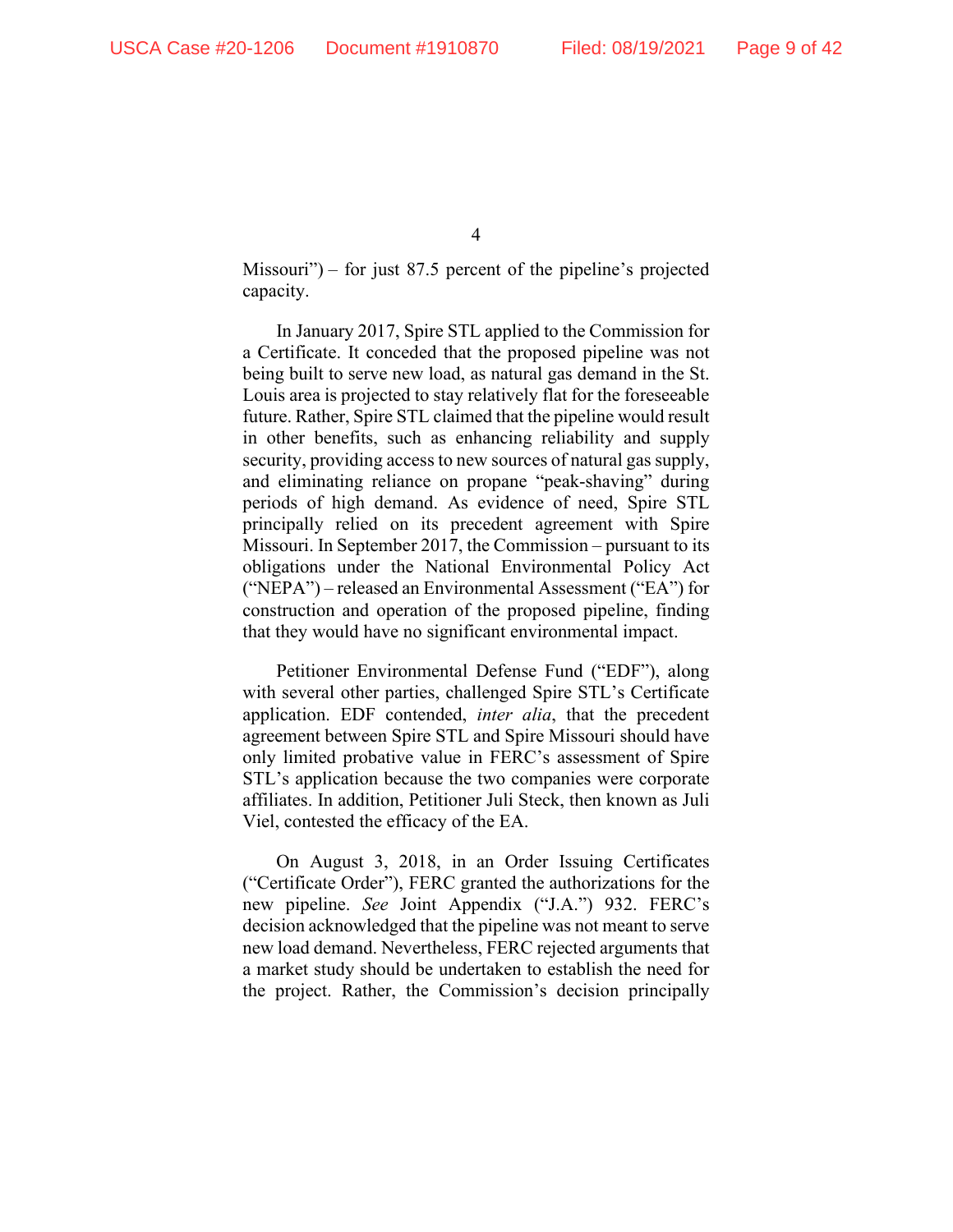Missouri") – for just 87.5 percent of the pipeline's projected capacity.

In January 2017, Spire STL applied to the Commission for a Certificate. It conceded that the proposed pipeline was not being built to serve new load, as natural gas demand in the St. Louis area is projected to stay relatively flat for the foreseeable future. Rather, Spire STL claimed that the pipeline would result in other benefits, such as enhancing reliability and supply security, providing access to new sources of natural gas supply, and eliminating reliance on propane "peak-shaving" during periods of high demand. As evidence of need, Spire STL principally relied on its precedent agreement with Spire Missouri. In September 2017, the Commission – pursuant to its obligations under the National Environmental Policy Act ("NEPA") – released an Environmental Assessment ("EA") for construction and operation of the proposed pipeline, finding that they would have no significant environmental impact.

Petitioner Environmental Defense Fund ("EDF"), along with several other parties, challenged Spire STL's Certificate application. EDF contended, *inter alia*, that the precedent agreement between Spire STL and Spire Missouri should have only limited probative value in FERC's assessment of Spire STL's application because the two companies were corporate affiliates. In addition, Petitioner Juli Steck, then known as Juli Viel, contested the efficacy of the EA.

On August 3, 2018, in an Order Issuing Certificates ("Certificate Order"), FERC granted the authorizations for the new pipeline. *See* Joint Appendix ("J.A.") 932. FERC's decision acknowledged that the pipeline was not meant to serve new load demand. Nevertheless, FERC rejected arguments that a market study should be undertaken to establish the need for the project. Rather, the Commission's decision principally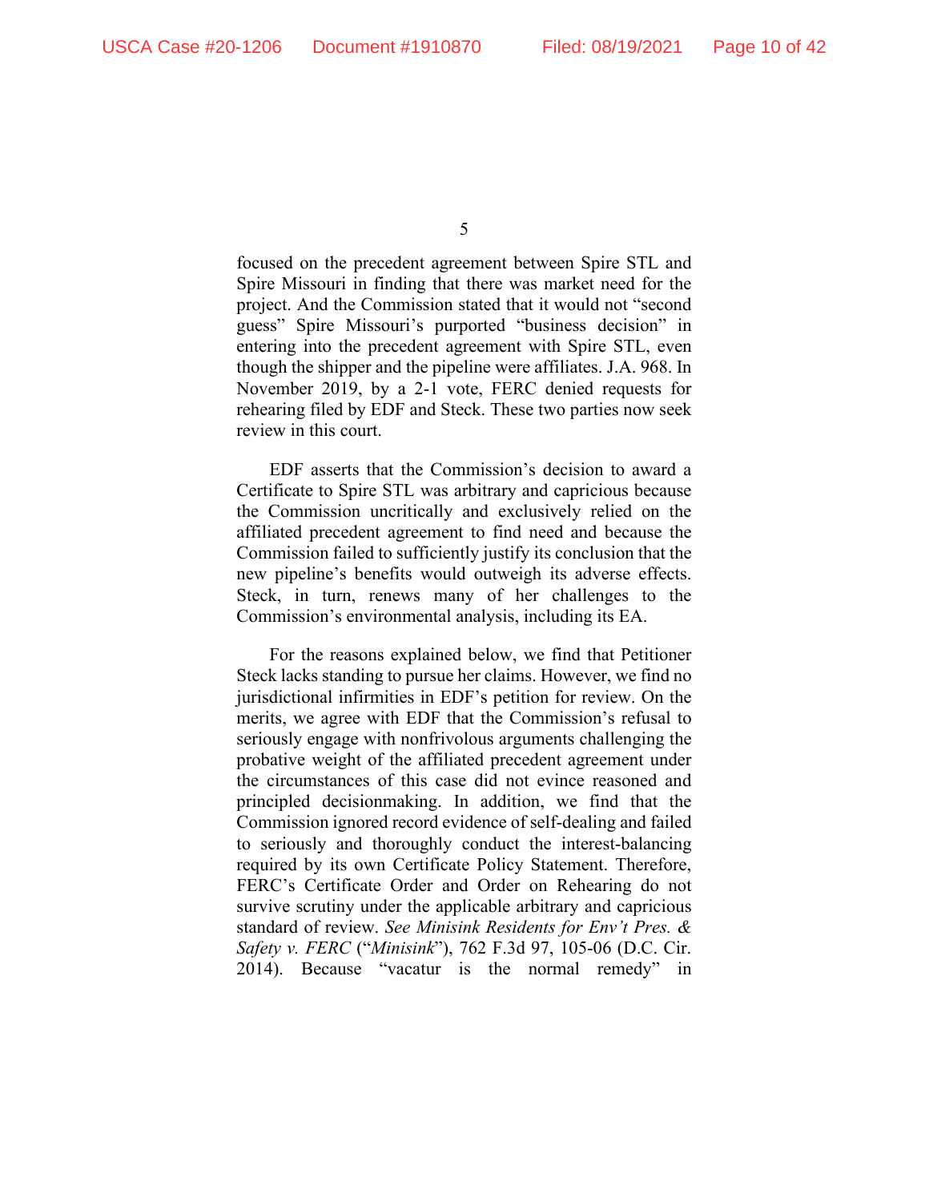focused on the precedent agreement between Spire STL and Spire Missouri in finding that there was market need for the project. And the Commission stated that it would not "second guess" Spire Missouri's purported "business decision" in entering into the precedent agreement with Spire STL, even though the shipper and the pipeline were affiliates. J.A. 968. In November 2019, by a 2-1 vote, FERC denied requests for rehearing filed by EDF and Steck. These two parties now seek review in this court.

EDF asserts that the Commission's decision to award a Certificate to Spire STL was arbitrary and capricious because the Commission uncritically and exclusively relied on the affiliated precedent agreement to find need and because the Commission failed to sufficiently justify its conclusion that the new pipeline's benefits would outweigh its adverse effects. Steck, in turn, renews many of her challenges to the Commission's environmental analysis, including its EA.

For the reasons explained below, we find that Petitioner Steck lacks standing to pursue her claims. However, we find no jurisdictional infirmities in EDF's petition for review. On the merits, we agree with EDF that the Commission's refusal to seriously engage with nonfrivolous arguments challenging the probative weight of the affiliated precedent agreement under the circumstances of this case did not evince reasoned and principled decisionmaking. In addition, we find that the Commission ignored record evidence of self-dealing and failed to seriously and thoroughly conduct the interest-balancing required by its own Certificate Policy Statement. Therefore, FERC's Certificate Order and Order on Rehearing do not survive scrutiny under the applicable arbitrary and capricious standard of review. *See Minisink Residents for Env't Pres. & Safety v. FERC* ("*Minisink*"), 762 F.3d 97, 105-06 (D.C. Cir. 2014). Because "vacatur is the normal remedy" in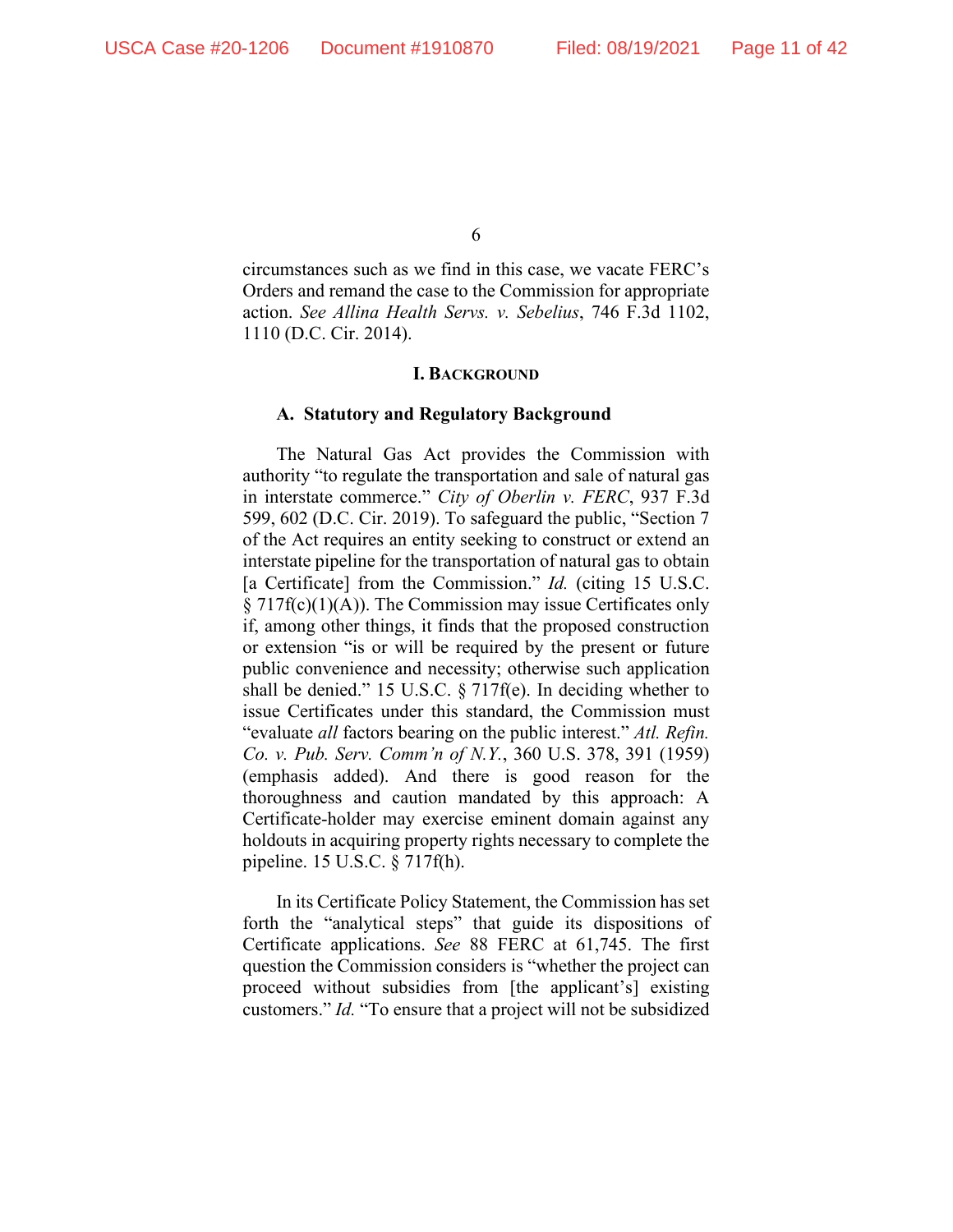circumstances such as we find in this case, we vacate FERC's Orders and remand the case to the Commission for appropriate action. *See Allina Health Servs. v. Sebelius*, 746 F.3d 1102, 1110 (D.C. Cir. 2014).

## I. Background

### A. Statutory and Regulatory Background

The Natural Gas Act provides the Commission with authority "to regulate the transportation and sale of natural gas in interstate commerce." *City of Oberlin v. FERC*, 937 F.3d 599, 602 (D.C. Cir. 2019). To safeguard the public, "Section 7 of the Act requires an entity seeking to construct or extend an interstate pipeline for the transportation of natural gas to obtain [a Certificate] from the Commission." *Id.* (citing 15 U.S.C. § 717f(c)(1)(A)). The Commission may issue Certificates only if, among other things, it finds that the proposed construction or extension "is or will be required by the present or future public convenience and necessity; otherwise such application shall be denied." 15 U.S.C. § 717f(e). In deciding whether to issue Certificates under this standard, the Commission must "evaluate *all* factors bearing on the public interest." *Atl. Refin. Co. v. Pub. Serv. Comm'n of N.Y.*, 360 U.S. 378, 391 (1959) (emphasis added). And there is good reason for the thoroughness and caution mandated by this approach: A Certificate-holder may exercise eminent domain against any holdouts in acquiring property rights necessary to complete the pipeline. 15 U.S.C. § 717f(h).

In its Certificate Policy Statement, the Commission has set forth the "analytical steps" that guide its dispositions of Certificate applications. *See* 88 FERC at 61,745. The first question the Commission considers is "whether the project can proceed without subsidies from [the applicant's] existing customers." *Id.* "To ensure that a project will not be subsidized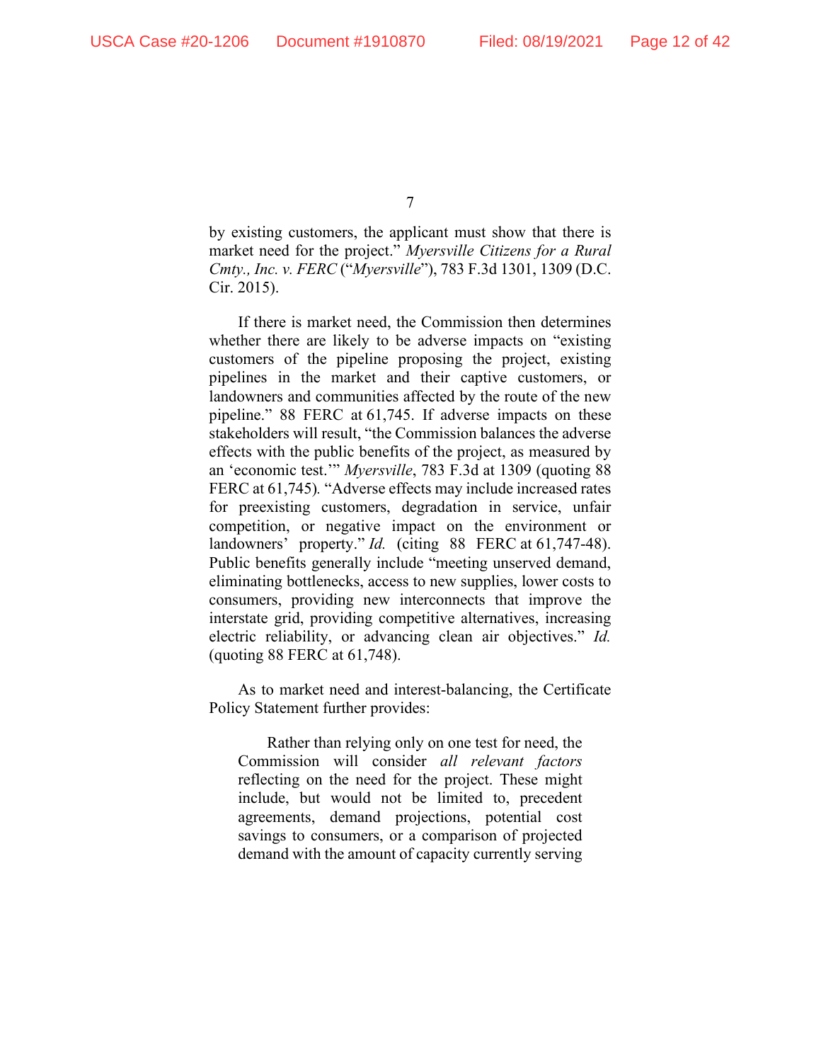by existing customers, the applicant must show that there is market need for the project." *Myersville Citizens for a Rural Cmty., Inc. v. FERC* ("*Myersville*"), 783 F.3d 1301, 1309 (D.C. Cir. 2015).

If there is market need, the Commission then determines whether there are likely to be adverse impacts on "existing customers of the pipeline proposing the project, existing pipelines in the market and their captive customers, or landowners and communities affected by the route of the new pipeline." 88 FERC at 61,745. If adverse impacts on these stakeholders will result, "the Commission balances the adverse effects with the public benefits of the project, as measured by an 'economic test.'" *Myersville*, 783 F.3d at 1309 (quoting 88 FERC at 61,745). "Adverse effects may include increased rates for preexisting customers, degradation in service, unfair competition, or negative impact on the environment or landowners' property." *Id.* (citing 88 FERC at 61,747-48). Public benefits generally include "meeting unserved demand, eliminating bottlenecks, access to new supplies, lower costs to consumers, providing new interconnects that improve the interstate grid, providing competitive alternatives, increasing electric reliability, or advancing clean air objectives." *Id.* (quoting 88 FERC at 61,748).

As to market need and interest-balancing, the Certificate Policy Statement further provides:

> Rather than relying only on one test for need, the Commission will consider *all relevant factors* reflecting on the need for the project. These might include, but would not be limited to, precedent agreements, demand projections, potential cost savings to consumers, or a comparison of projected demand with the amount of capacity currently serving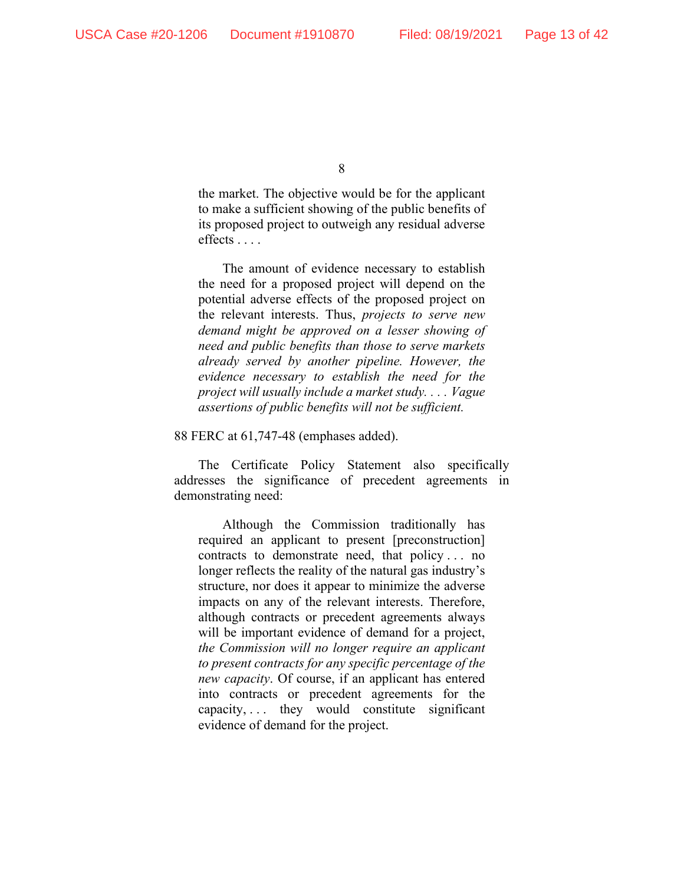> the market. The objective would be for the applicant to make a sufficient showing of the public benefits of its proposed project to outweigh any residual adverse effects . . . .
>
> The amount of evidence necessary to establish the need for a proposed project will depend on the potential adverse effects of the proposed project on the relevant interests. Thus, *projects to serve new demand might be approved on a lesser showing of need and public benefits than those to serve markets already served by another pipeline. However, the evidence necessary to establish the need for the project will usually include a market study. . . . Vague assertions of public benefits will not be sufficient.*

88 FERC at 61,747-48 (emphases added).

The Certificate Policy Statement also specifically addresses the significance of precedent agreements in demonstrating need:

> Although the Commission traditionally has required an applicant to present [preconstruction] contracts to demonstrate need, that policy . . . no longer reflects the reality of the natural gas industry's structure, nor does it appear to minimize the adverse impacts on any of the relevant interests. Therefore, although contracts or precedent agreements always will be important evidence of demand for a project, *the Commission will no longer require an applicant to present contracts for any specific percentage of the new capacity*. Of course, if an applicant has entered into contracts or precedent agreements for the capacity, . . . they would constitute significant evidence of demand for the project.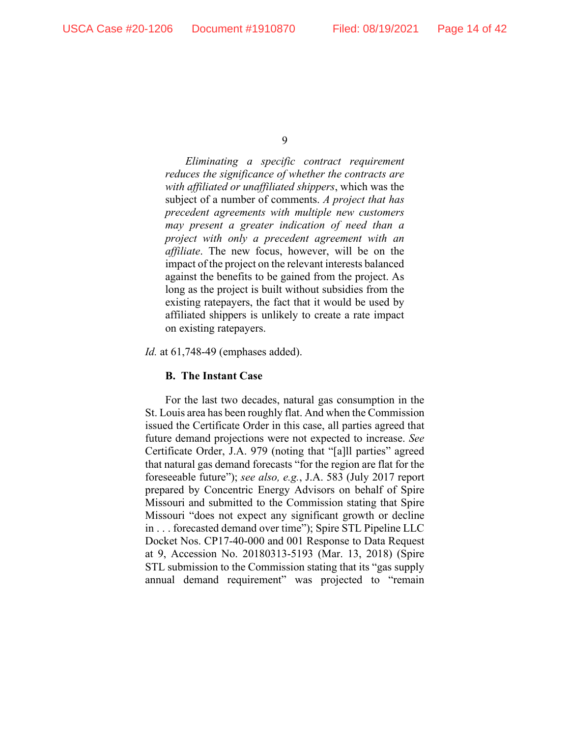> *Eliminating a specific contract requirement reduces the significance of whether the contracts are with affiliated or unaffiliated shippers*, which was the subject of a number of comments. *A project that has precedent agreements with multiple new customers may present a greater indication of need than a project with only a precedent agreement with an affiliate*. The new focus, however, will be on the impact of the project on the relevant interests balanced against the benefits to be gained from the project. As long as the project is built without subsidies from the existing ratepayers, the fact that it would be used by affiliated shippers is unlikely to create a rate impact on existing ratepayers.

*Id.* at 61,748-49 (emphases added).

### B. The Instant Case

For the last two decades, natural gas consumption in the St. Louis area has been roughly flat. And when the Commission issued the Certificate Order in this case, all parties agreed that future demand projections were not expected to increase. *See* Certificate Order, J.A. 979 (noting that "[a]ll parties" agreed that natural gas demand forecasts "for the region are flat for the foreseeable future"); *see also, e.g.*, J.A. 583 (July 2017 report prepared by Concentric Energy Advisors on behalf of Spire Missouri and submitted to the Commission stating that Spire Missouri "does not expect any significant growth or decline in . . . forecasted demand over time"); Spire STL Pipeline LLC Docket Nos. CP17-40-000 and 001 Response to Data Request at 9, Accession No. 20180313-5193 (Mar. 13, 2018) (Spire STL submission to the Commission stating that its "gas supply annual demand requirement" was projected to "remain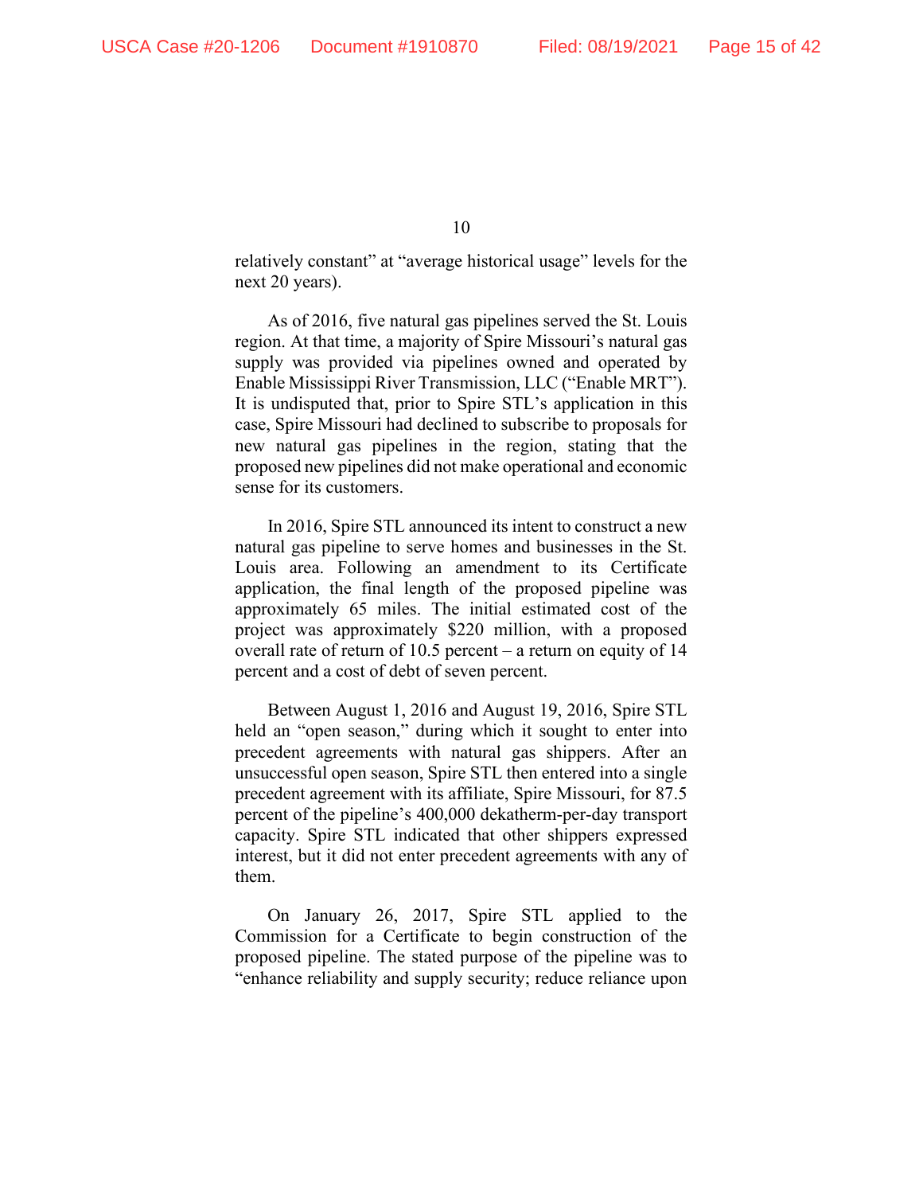relatively constant" at "average historical usage" levels for the next 20 years).

As of 2016, five natural gas pipelines served the St. Louis region. At that time, a majority of Spire Missouri's natural gas supply was provided via pipelines owned and operated by Enable Mississippi River Transmission, LLC ("Enable MRT"). It is undisputed that, prior to Spire STL's application in this case, Spire Missouri had declined to subscribe to proposals for new natural gas pipelines in the region, stating that the proposed new pipelines did not make operational and economic sense for its customers.

In 2016, Spire STL announced its intent to construct a new natural gas pipeline to serve homes and businesses in the St. Louis area. Following an amendment to its Certificate application, the final length of the proposed pipeline was approximately 65 miles. The initial estimated cost of the project was approximately $220 million, with a proposed overall rate of return of 10.5 percent – a return on equity of 14 percent and a cost of debt of seven percent.

Between August 1, 2016 and August 19, 2016, Spire STL held an "open season," during which it sought to enter into precedent agreements with natural gas shippers. After an unsuccessful open season, Spire STL then entered into a single precedent agreement with its affiliate, Spire Missouri, for 87.5 percent of the pipeline's 400,000 dekatherm-per-day transport capacity. Spire STL indicated that other shippers expressed interest, but it did not enter precedent agreements with any of them.

On January 26, 2017, Spire STL applied to the Commission for a Certificate to begin construction of the proposed pipeline. The stated purpose of the pipeline was to "enhance reliability and supply security; reduce reliance upon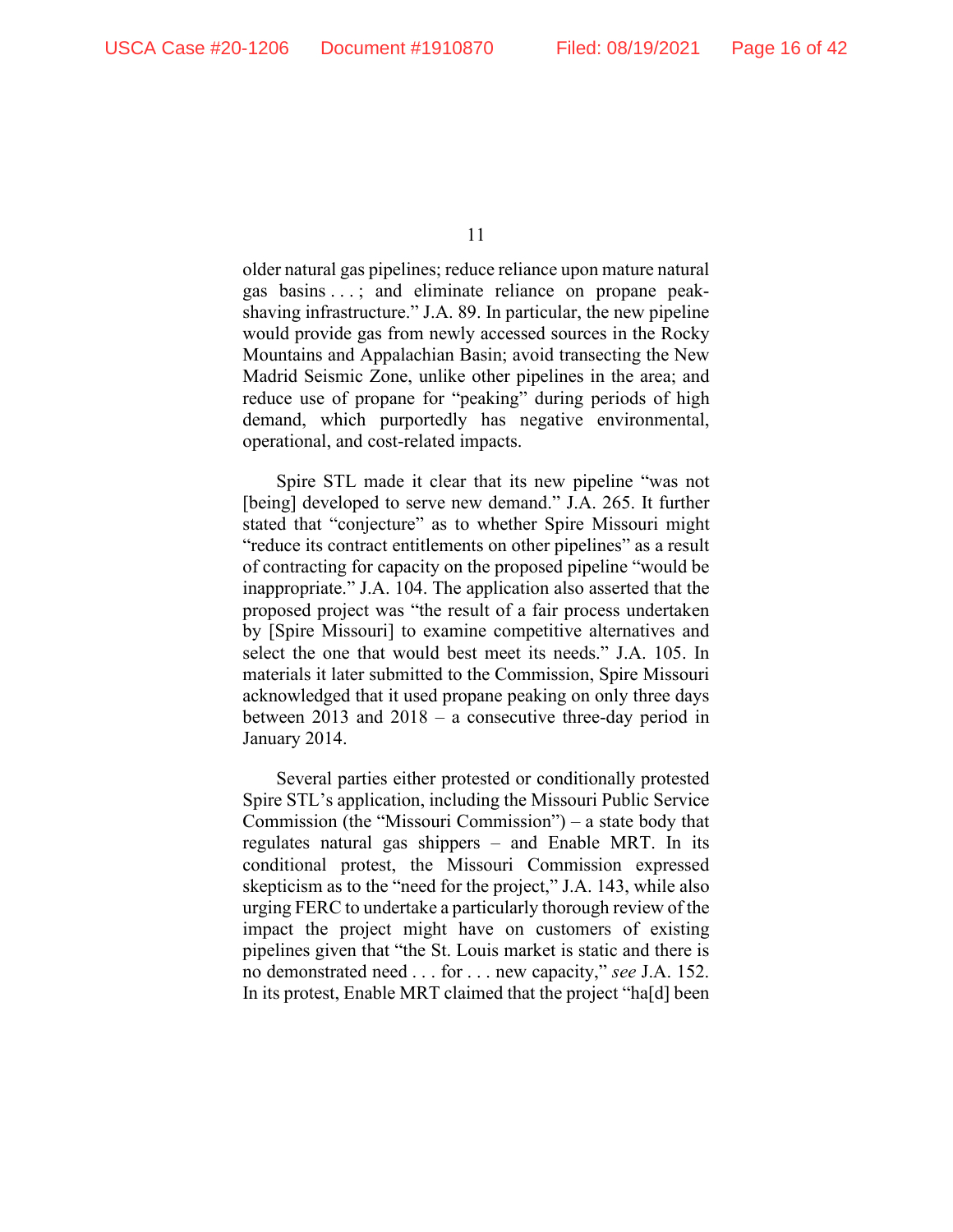older natural gas pipelines; reduce reliance upon mature natural gas basins . . . ; and eliminate reliance on propane peak-shaving infrastructure." J.A. 89. In particular, the new pipeline would provide gas from newly accessed sources in the Rocky Mountains and Appalachian Basin; avoid transecting the New Madrid Seismic Zone, unlike other pipelines in the area; and reduce use of propane for "peaking" during periods of high demand, which purportedly has negative environmental, operational, and cost-related impacts.

Spire STL made it clear that its new pipeline "was not [being] developed to serve new demand." J.A. 265. It further stated that "conjecture" as to whether Spire Missouri might "reduce its contract entitlements on other pipelines" as a result of contracting for capacity on the proposed pipeline "would be inappropriate." J.A. 104. The application also asserted that the proposed project was "the result of a fair process undertaken by [Spire Missouri] to examine competitive alternatives and select the one that would best meet its needs." J.A. 105. In materials it later submitted to the Commission, Spire Missouri acknowledged that it used propane peaking on only three days between 2013 and 2018 – a consecutive three-day period in January 2014.

Several parties either protested or conditionally protested Spire STL's application, including the Missouri Public Service Commission (the "Missouri Commission") – a state body that regulates natural gas shippers – and Enable MRT. In its conditional protest, the Missouri Commission expressed skepticism as to the "need for the project," J.A. 143, while also urging FERC to undertake a particularly thorough review of the impact the project might have on customers of existing pipelines given that "the St. Louis market is static and there is no demonstrated need . . . for . . . new capacity," *see* J.A. 152. In its protest, Enable MRT claimed that the project "ha[d] been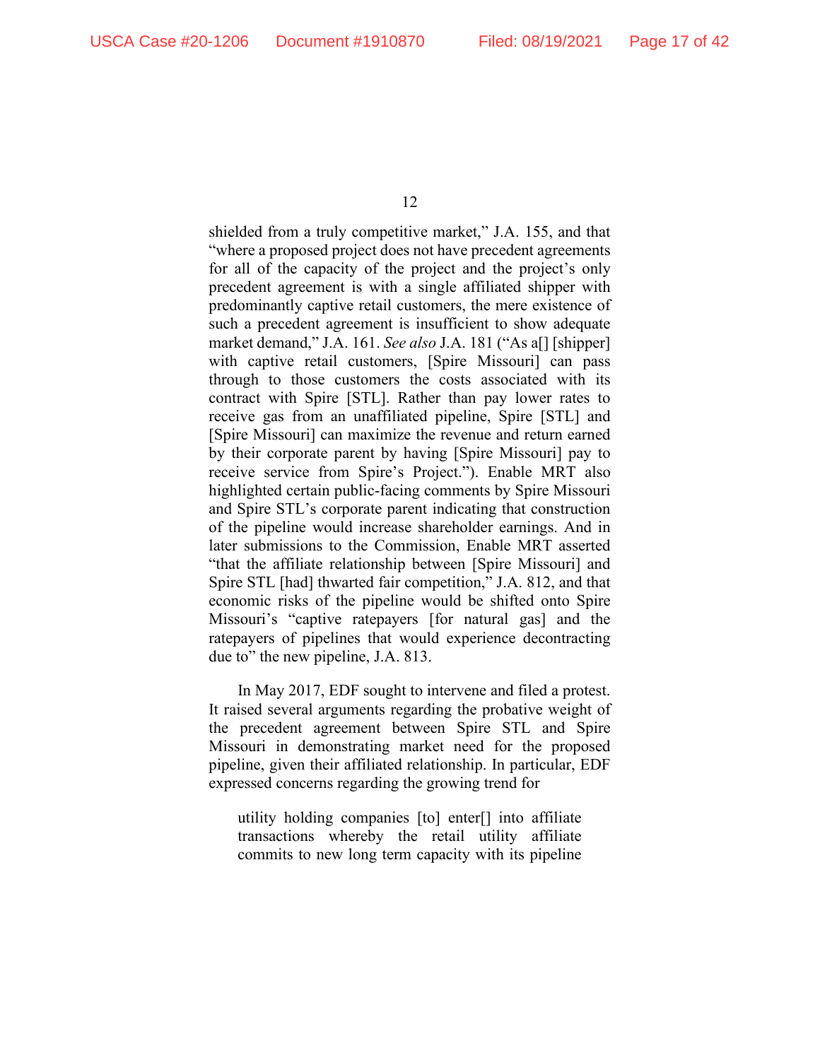shielded from a truly competitive market," J.A. 155, and that "where a proposed project does not have precedent agreements for all of the capacity of the project and the project's only precedent agreement is with a single affiliated shipper with predominantly captive retail customers, the mere existence of such a precedent agreement is insufficient to show adequate market demand," J.A. 161. *See also* J.A. 181 ("As a[] [shipper] with captive retail customers, [Spire Missouri] can pass through to those customers the costs associated with its contract with Spire [STL]. Rather than pay lower rates to receive gas from an unaffiliated pipeline, Spire [STL] and [Spire Missouri] can maximize the revenue and return earned by their corporate parent by having [Spire Missouri] pay to receive service from Spire's Project."). Enable MRT also highlighted certain public-facing comments by Spire Missouri and Spire STL's corporate parent indicating that construction of the pipeline would increase shareholder earnings. And in later submissions to the Commission, Enable MRT asserted "that the affiliate relationship between [Spire Missouri] and Spire STL [had] thwarted fair competition," J.A. 812, and that economic risks of the pipeline would be shifted onto Spire Missouri's "captive ratepayers [for natural gas] and the ratepayers of pipelines that would experience decontracting due to" the new pipeline, J.A. 813.

In May 2017, EDF sought to intervene and filed a protest. It raised several arguments regarding the probative weight of the precedent agreement between Spire STL and Spire Missouri in demonstrating market need for the proposed pipeline, given their affiliated relationship. In particular, EDF expressed concerns regarding the growing trend for

> utility holding companies [to] enter[] into affiliate transactions whereby the retail utility affiliate commits to new long term capacity with its pipeline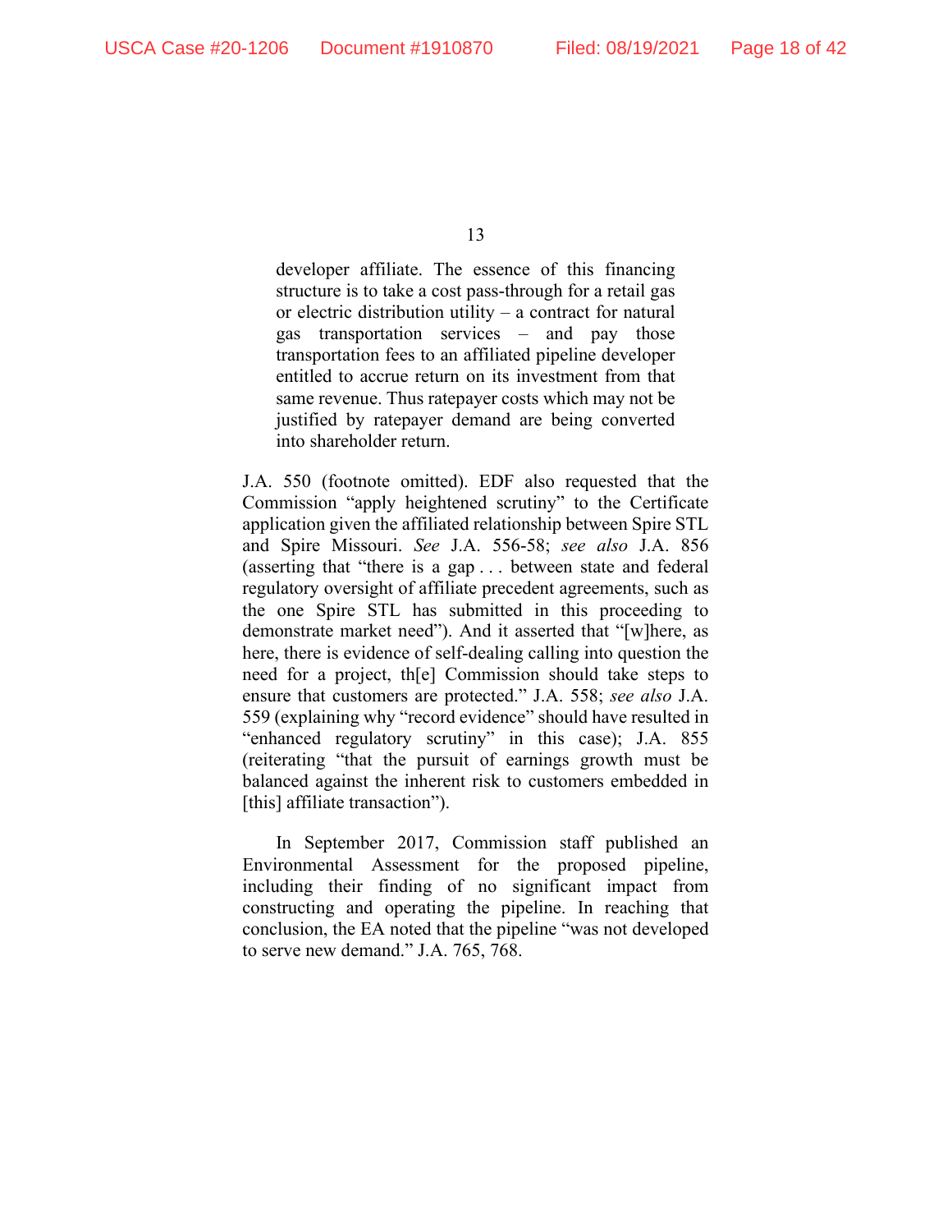> developer affiliate. The essence of this financing structure is to take a cost pass-through for a retail gas or electric distribution utility – a contract for natural gas transportation services – and pay those transportation fees to an affiliated pipeline developer entitled to accrue return on its investment from that same revenue. Thus ratepayer costs which may not be justified by ratepayer demand are being converted into shareholder return.

J.A. 550 (footnote omitted). EDF also requested that the Commission "apply heightened scrutiny" to the Certificate application given the affiliated relationship between Spire STL and Spire Missouri. *See* J.A. 556-58; *see also* J.A. 856 (asserting that "there is a gap . . . between state and federal regulatory oversight of affiliate precedent agreements, such as the one Spire STL has submitted in this proceeding to demonstrate market need"). And it asserted that "[w]here, as here, there is evidence of self-dealing calling into question the need for a project, th[e] Commission should take steps to ensure that customers are protected." J.A. 558; *see also* J.A. 559 (explaining why "record evidence" should have resulted in "enhanced regulatory scrutiny" in this case); J.A. 855 (reiterating "that the pursuit of earnings growth must be balanced against the inherent risk to customers embedded in [this] affiliate transaction").

In September 2017, Commission staff published an Environmental Assessment for the proposed pipeline, including their finding of no significant impact from constructing and operating the pipeline. In reaching that conclusion, the EA noted that the pipeline "was not developed to serve new demand." J.A. 765, 768.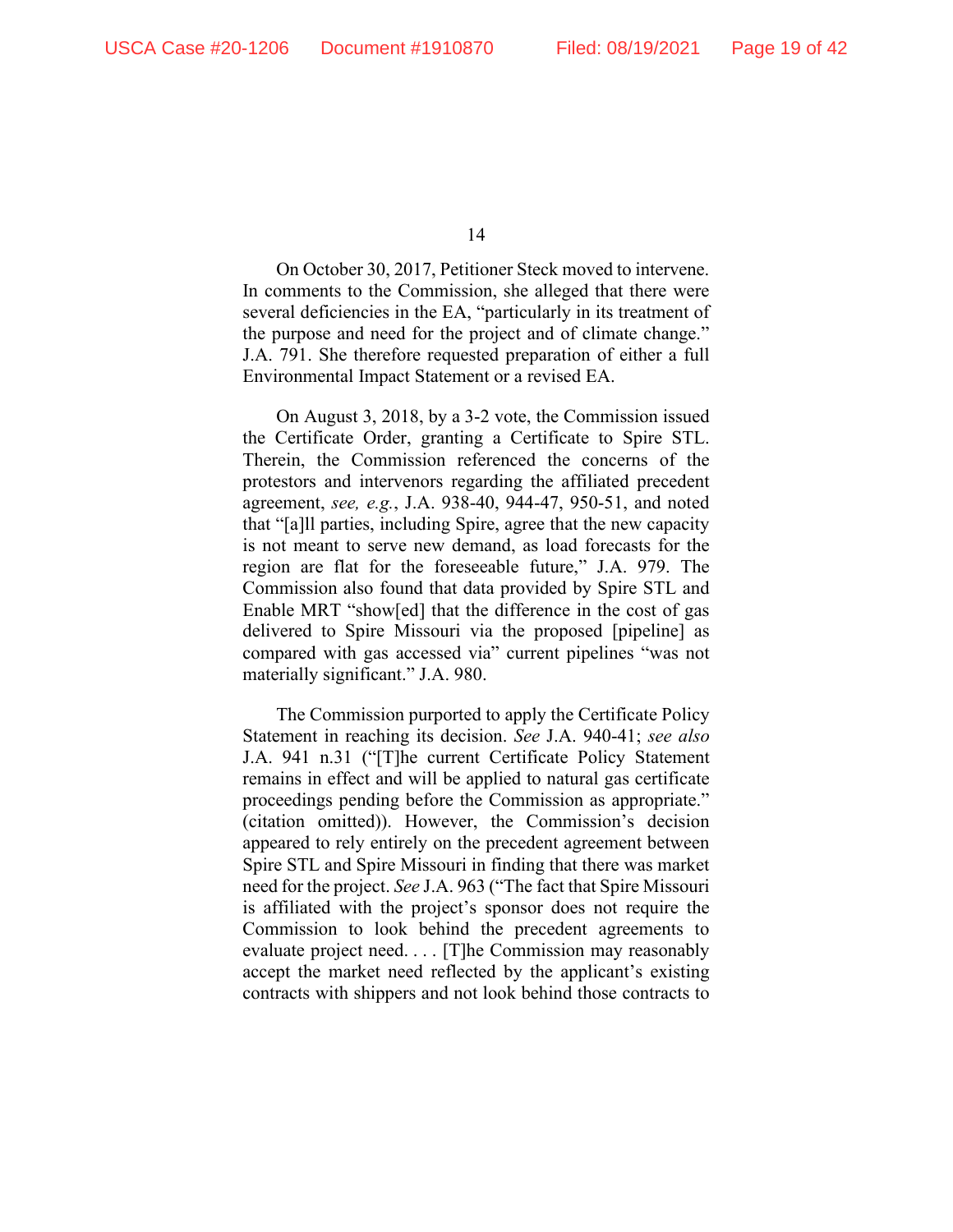On October 30, 2017, Petitioner Steck moved to intervene. In comments to the Commission, she alleged that there were several deficiencies in the EA, "particularly in its treatment of the purpose and need for the project and of climate change." J.A. 791. She therefore requested preparation of either a full Environmental Impact Statement or a revised EA.

On August 3, 2018, by a 3-2 vote, the Commission issued the Certificate Order, granting a Certificate to Spire STL. Therein, the Commission referenced the concerns of the protestors and intervenors regarding the affiliated precedent agreement, *see, e.g.*, J.A. 938-40, 944-47, 950-51, and noted that "[a]ll parties, including Spire, agree that the new capacity is not meant to serve new demand, as load forecasts for the region are flat for the foreseeable future," J.A. 979. The Commission also found that data provided by Spire STL and Enable MRT "show[ed] that the difference in the cost of gas delivered to Spire Missouri via the proposed [pipeline] as compared with gas accessed via" current pipelines "was not materially significant." J.A. 980.

The Commission purported to apply the Certificate Policy Statement in reaching its decision. *See* J.A. 940-41; *see also* J.A. 941 n.31 ("[T]he current Certificate Policy Statement remains in effect and will be applied to natural gas certificate proceedings pending before the Commission as appropriate." (citation omitted)). However, the Commission's decision appeared to rely entirely on the precedent agreement between Spire STL and Spire Missouri in finding that there was market need for the project. *See* J.A. 963 ("The fact that Spire Missouri is affiliated with the project's sponsor does not require the Commission to look behind the precedent agreements to evaluate project need. . . . [T]he Commission may reasonably accept the market need reflected by the applicant's existing contracts with shippers and not look behind those contracts to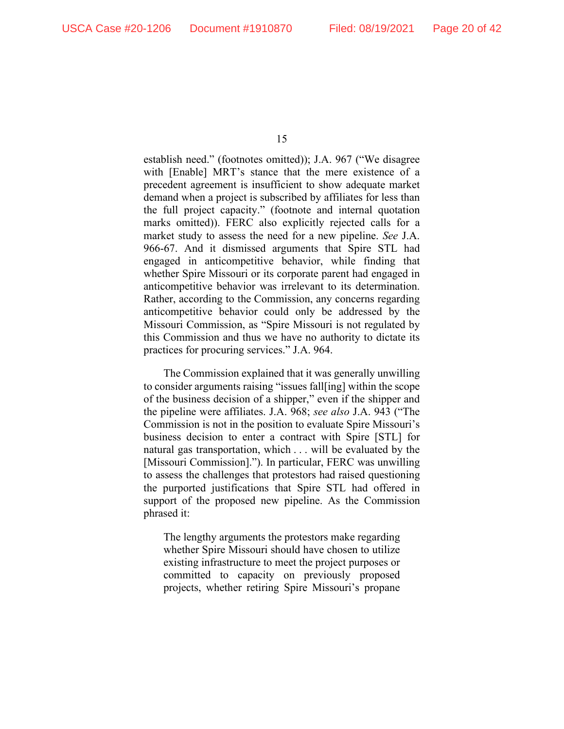establish need." (footnotes omitted)); J.A. 967 ("We disagree with [Enable] MRT's stance that the mere existence of a precedent agreement is insufficient to show adequate market demand when a project is subscribed by affiliates for less than the full project capacity." (footnote and internal quotation marks omitted)). FERC also explicitly rejected calls for a market study to assess the need for a new pipeline. *See* J.A. 966-67. And it dismissed arguments that Spire STL had engaged in anticompetitive behavior, while finding that whether Spire Missouri or its corporate parent had engaged in anticompetitive behavior was irrelevant to its determination. Rather, according to the Commission, any concerns regarding anticompetitive behavior could only be addressed by the Missouri Commission, as "Spire Missouri is not regulated by this Commission and thus we have no authority to dictate its practices for procuring services." J.A. 964.

The Commission explained that it was generally unwilling to consider arguments raising "issues fall[ing] within the scope of the business decision of a shipper," even if the shipper and the pipeline were affiliates. J.A. 968; *see also* J.A. 943 ("The Commission is not in the position to evaluate Spire Missouri's business decision to enter a contract with Spire [STL] for natural gas transportation, which . . . will be evaluated by the [Missouri Commission]."). In particular, FERC was unwilling to assess the challenges that protestors had raised questioning the purported justifications that Spire STL had offered in support of the proposed new pipeline. As the Commission phrased it:

> The lengthy arguments the protestors make regarding whether Spire Missouri should have chosen to utilize existing infrastructure to meet the project purposes or committed to capacity on previously proposed projects, whether retiring Spire Missouri's propane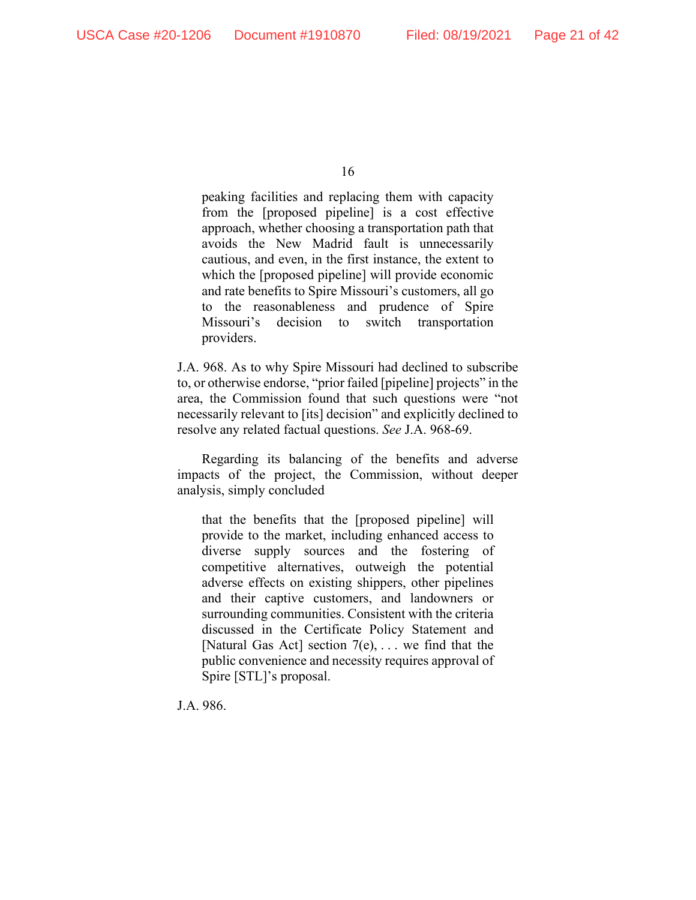> peaking facilities and replacing them with capacity from the [proposed pipeline] is a cost effective approach, whether choosing a transportation path that avoids the New Madrid fault is unnecessarily cautious, and even, in the first instance, the extent to which the [proposed pipeline] will provide economic and rate benefits to Spire Missouri's customers, all go to the reasonableness and prudence of Spire Missouri's decision to switch transportation providers.

J.A. 968. As to why Spire Missouri had declined to subscribe to, or otherwise endorse, "prior failed [pipeline] projects" in the area, the Commission found that such questions were "not necessarily relevant to [its] decision" and explicitly declined to resolve any related factual questions. *See* J.A. 968-69.

Regarding its balancing of the benefits and adverse impacts of the project, the Commission, without deeper analysis, simply concluded

> that the benefits that the [proposed pipeline] will provide to the market, including enhanced access to diverse supply sources and the fostering of competitive alternatives, outweigh the potential adverse effects on existing shippers, other pipelines and their captive customers, and landowners or surrounding communities. Consistent with the criteria discussed in the Certificate Policy Statement and [Natural Gas Act] section 7(e), . . . we find that the public convenience and necessity requires approval of Spire [STL]'s proposal.

J.A. 986.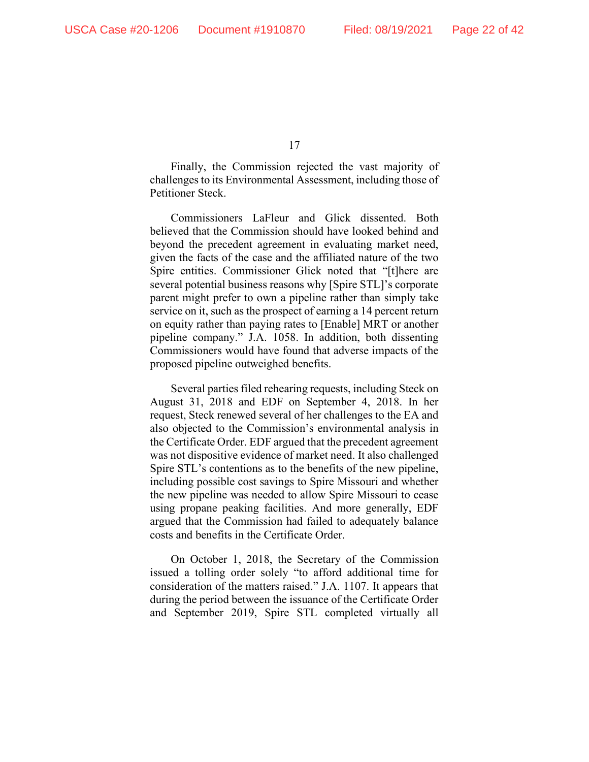Finally, the Commission rejected the vast majority of challenges to its Environmental Assessment, including those of Petitioner Steck.

Commissioners LaFleur and Glick dissented. Both believed that the Commission should have looked behind and beyond the precedent agreement in evaluating market need, given the facts of the case and the affiliated nature of the two Spire entities. Commissioner Glick noted that "[t]here are several potential business reasons why [Spire STL]'s corporate parent might prefer to own a pipeline rather than simply take service on it, such as the prospect of earning a 14 percent return on equity rather than paying rates to [Enable] MRT or another pipeline company." J.A. 1058. In addition, both dissenting Commissioners would have found that adverse impacts of the proposed pipeline outweighed benefits.

Several parties filed rehearing requests, including Steck on August 31, 2018 and EDF on September 4, 2018. In her request, Steck renewed several of her challenges to the EA and also objected to the Commission's environmental analysis in the Certificate Order. EDF argued that the precedent agreement was not dispositive evidence of market need. It also challenged Spire STL's contentions as to the benefits of the new pipeline, including possible cost savings to Spire Missouri and whether the new pipeline was needed to allow Spire Missouri to cease using propane peaking facilities. And more generally, EDF argued that the Commission had failed to adequately balance costs and benefits in the Certificate Order.

On October 1, 2018, the Secretary of the Commission issued a tolling order solely "to afford additional time for consideration of the matters raised." J.A. 1107. It appears that during the period between the issuance of the Certificate Order and September 2019, Spire STL completed virtually all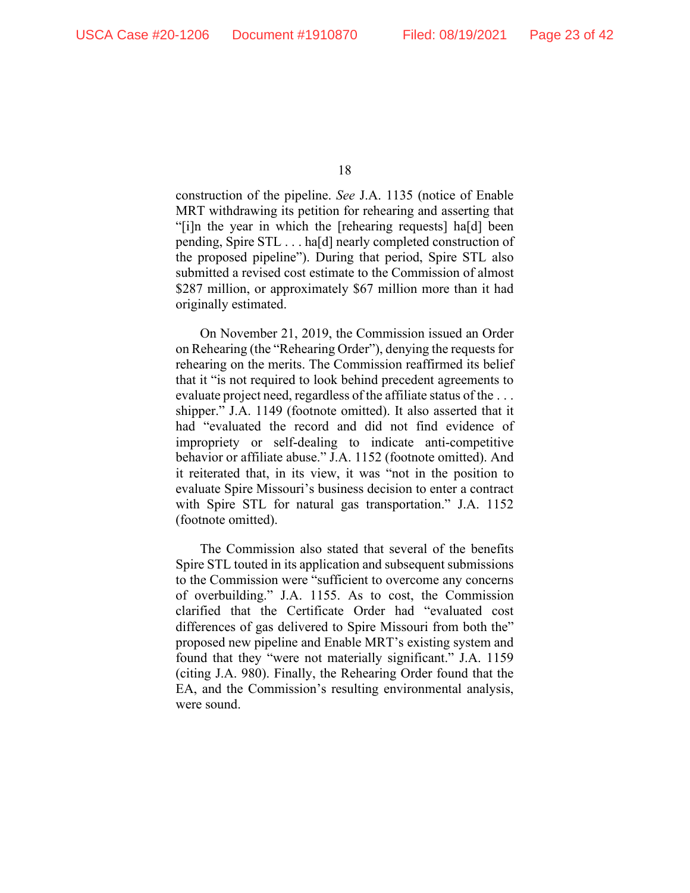construction of the pipeline. *See* J.A. 1135 (notice of Enable MRT withdrawing its petition for rehearing and asserting that "[i]n the year in which the [rehearing requests] ha[d] been pending, Spire STL . . . ha[d] nearly completed construction of the proposed pipeline"). During that period, Spire STL also submitted a revised cost estimate to the Commission of almost $287 million, or approximately $67 million more than it had originally estimated.

On November 21, 2019, the Commission issued an Order on Rehearing (the "Rehearing Order"), denying the requests for rehearing on the merits. The Commission reaffirmed its belief that it "is not required to look behind precedent agreements to evaluate project need, regardless of the affiliate status of the . . . shipper." J.A. 1149 (footnote omitted). It also asserted that it had "evaluated the record and did not find evidence of impropriety or self-dealing to indicate anti-competitive behavior or affiliate abuse." J.A. 1152 (footnote omitted). And it reiterated that, in its view, it was "not in the position to evaluate Spire Missouri's business decision to enter a contract with Spire STL for natural gas transportation." J.A. 1152 (footnote omitted).

The Commission also stated that several of the benefits Spire STL touted in its application and subsequent submissions to the Commission were "sufficient to overcome any concerns of overbuilding." J.A. 1155. As to cost, the Commission clarified that the Certificate Order had "evaluated cost differences of gas delivered to Spire Missouri from both the" proposed new pipeline and Enable MRT's existing system and found that they "were not materially significant." J.A. 1159 (citing J.A. 980). Finally, the Rehearing Order found that the EA, and the Commission's resulting environmental analysis, were sound.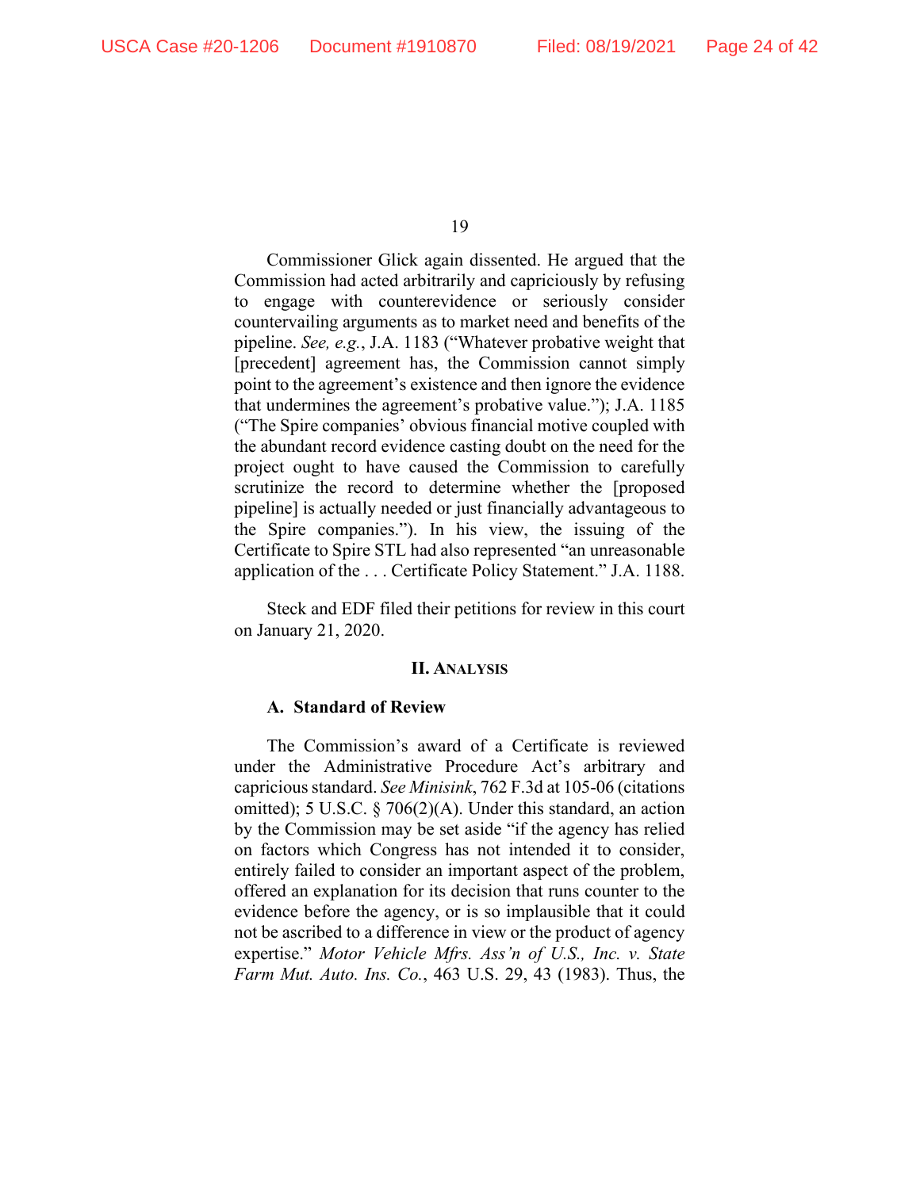Commissioner Glick again dissented. He argued that the Commission had acted arbitrarily and capriciously by refusing to engage with counterevidence or seriously consider countervailing arguments as to market need and benefits of the pipeline. *See, e.g.*, J.A. 1183 ("Whatever probative weight that [precedent] agreement has, the Commission cannot simply point to the agreement's existence and then ignore the evidence that undermines the agreement's probative value."); J.A. 1185 ("The Spire companies' obvious financial motive coupled with the abundant record evidence casting doubt on the need for the project ought to have caused the Commission to carefully scrutinize the record to determine whether the [proposed pipeline] is actually needed or just financially advantageous to the Spire companies."). In his view, the issuing of the Certificate to Spire STL had also represented "an unreasonable application of the . . . Certificate Policy Statement." J.A. 1188.

Steck and EDF filed their petitions for review in this court on January 21, 2020.

## II. ANALYSIS

### A. Standard of Review

The Commission's award of a Certificate is reviewed under the Administrative Procedure Act's arbitrary and capricious standard. *See Minisink*, 762 F.3d at 105-06 (citations omitted); 5 U.S.C. § 706(2)(A). Under this standard, an action by the Commission may be set aside "if the agency has relied on factors which Congress has not intended it to consider, entirely failed to consider an important aspect of the problem, offered an explanation for its decision that runs counter to the evidence before the agency, or is so implausible that it could not be ascribed to a difference in view or the product of agency expertise." *Motor Vehicle Mfrs. Ass'n of U.S., Inc. v. State Farm Mut. Auto. Ins. Co.*, 463 U.S. 29, 43 (1983). Thus, the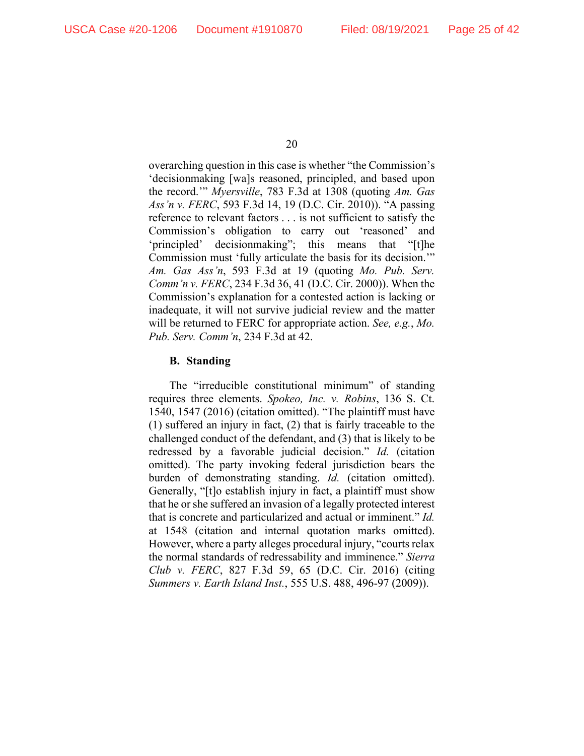overarching question in this case is whether "the Commission's 'decisionmaking [wa]s reasoned, principled, and based upon the record.'" *Myersville*, 783 F.3d at 1308 (quoting *Am. Gas Ass'n v. FERC*, 593 F.3d 14, 19 (D.C. Cir. 2010)). "A passing reference to relevant factors . . . is not sufficient to satisfy the Commission's obligation to carry out 'reasoned' and 'principled' decisionmaking"; this means that "[t]he Commission must 'fully articulate the basis for its decision.'" *Am. Gas Ass'n*, 593 F.3d at 19 (quoting *Mo. Pub. Serv. Comm'n v. FERC*, 234 F.3d 36, 41 (D.C. Cir. 2000)). When the Commission's explanation for a contested action is lacking or inadequate, it will not survive judicial review and the matter will be returned to FERC for appropriate action. *See, e.g.*, *Mo. Pub. Serv. Comm'n*, 234 F.3d at 42.

### B. Standing

The "irreducible constitutional minimum" of standing requires three elements. *Spokeo, Inc. v. Robins*, 136 S. Ct. 1540, 1547 (2016) (citation omitted). "The plaintiff must have (1) suffered an injury in fact, (2) that is fairly traceable to the challenged conduct of the defendant, and (3) that is likely to be redressed by a favorable judicial decision." *Id.* (citation omitted). The party invoking federal jurisdiction bears the burden of demonstrating standing. *Id.* (citation omitted). Generally, "[t]o establish injury in fact, a plaintiff must show that he or she suffered an invasion of a legally protected interest that is concrete and particularized and actual or imminent." *Id.* at 1548 (citation and internal quotation marks omitted). However, where a party alleges procedural injury, "courts relax the normal standards of redressability and imminence." *Sierra Club v. FERC*, 827 F.3d 59, 65 (D.C. Cir. 2016) (citing *Summers v. Earth Island Inst.*, 555 U.S. 488, 496-97 (2009)).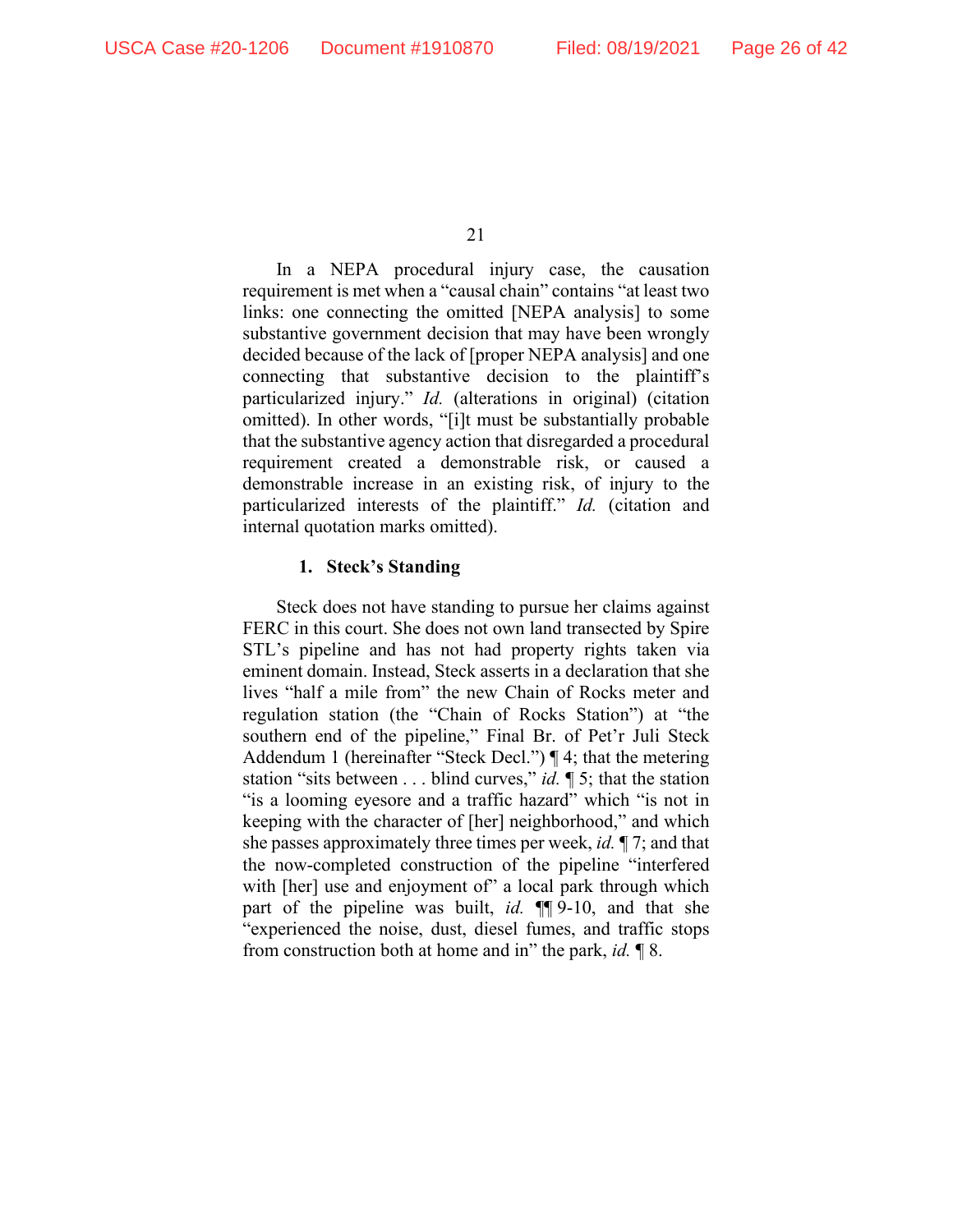In a NEPA procedural injury case, the causation requirement is met when a "causal chain" contains "at least two links: one connecting the omitted [NEPA analysis] to some substantive government decision that may have been wrongly decided because of the lack of [proper NEPA analysis] and one connecting that substantive decision to the plaintiff's particularized injury." *Id.* (alterations in original) (citation omitted). In other words, "[i]t must be substantially probable that the substantive agency action that disregarded a procedural requirement created a demonstrable risk, or caused a demonstrable increase in an existing risk, of injury to the particularized interests of the plaintiff." *Id.* (citation and internal quotation marks omitted).

### 1. Steck's Standing

Steck does not have standing to pursue her claims against FERC in this court. She does not own land transected by Spire STL's pipeline and has not had property rights taken via eminent domain. Instead, Steck asserts in a declaration that she lives "half a mile from" the new Chain of Rocks meter and regulation station (the "Chain of Rocks Station") at "the southern end of the pipeline," Final Br. of Pet'r Juli Steck Addendum 1 (hereinafter "Steck Decl.") ¶ 4; that the metering station "sits between . . . blind curves," *id.* ¶ 5; that the station "is a looming eyesore and a traffic hazard" which "is not in keeping with the character of [her] neighborhood," and which she passes approximately three times per week, *id.* ¶ 7; and that the now-completed construction of the pipeline "interfered with [her] use and enjoyment of" a local park through which part of the pipeline was built, *id.* ¶¶ 9-10, and that she "experienced the noise, dust, diesel fumes, and traffic stops from construction both at home and in" the park, *id.* ¶ 8.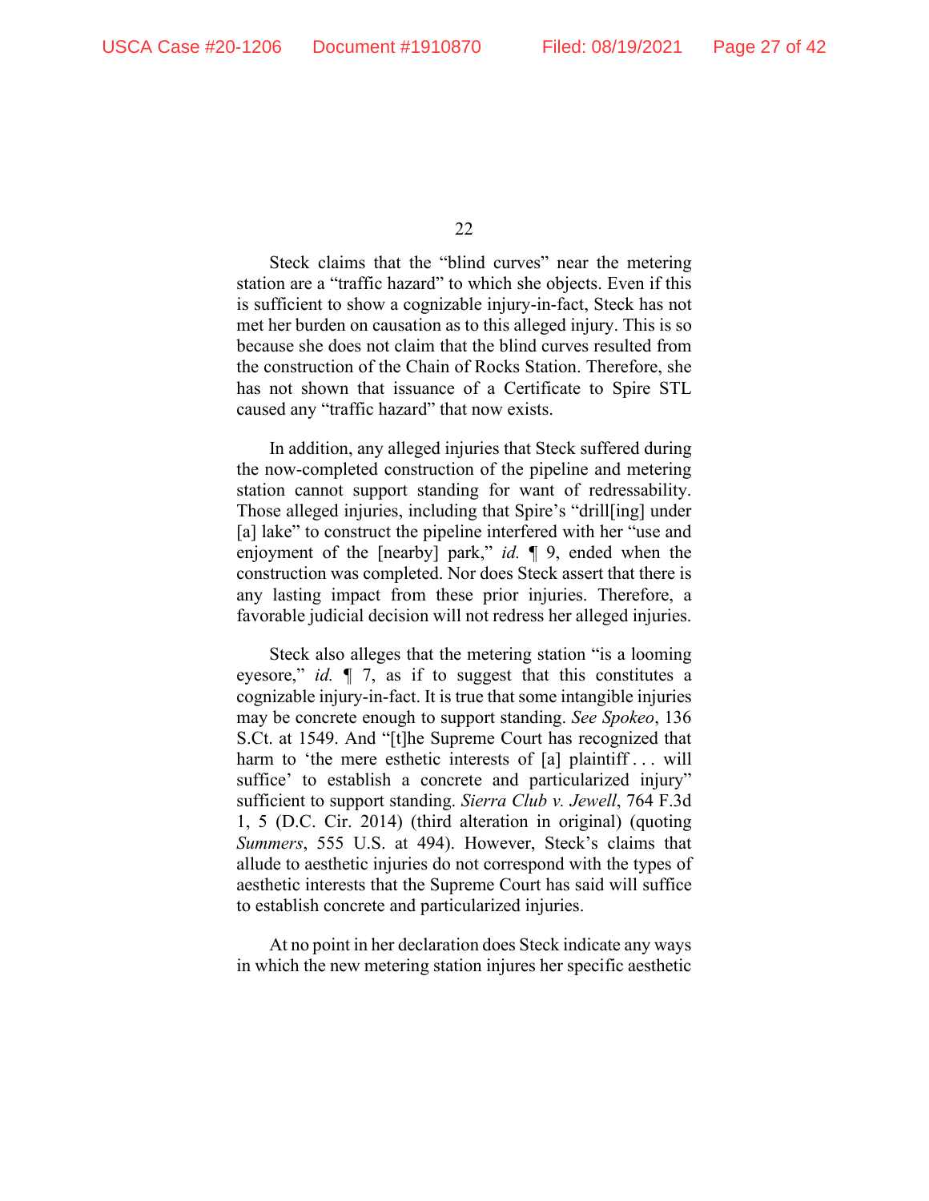Steck claims that the "blind curves" near the metering station are a "traffic hazard" to which she objects. Even if this is sufficient to show a cognizable injury-in-fact, Steck has not met her burden on causation as to this alleged injury. This is so because she does not claim that the blind curves resulted from the construction of the Chain of Rocks Station. Therefore, she has not shown that issuance of a Certificate to Spire STL caused any "traffic hazard" that now exists.

In addition, any alleged injuries that Steck suffered during the now-completed construction of the pipeline and metering station cannot support standing for want of redressability. Those alleged injuries, including that Spire's "drill[ing] under [a] lake" to construct the pipeline interfered with her "use and enjoyment of the [nearby] park," *id.* ¶ 9, ended when the construction was completed. Nor does Steck assert that there is any lasting impact from these prior injuries. Therefore, a favorable judicial decision will not redress her alleged injuries.

Steck also alleges that the metering station "is a looming eyesore," *id.* ¶ 7, as if to suggest that this constitutes a cognizable injury-in-fact. It is true that some intangible injuries may be concrete enough to support standing. *See Spokeo*, 136 S.Ct. at 1549. And "[t]he Supreme Court has recognized that harm to 'the mere esthetic interests of [a] plaintiff . . . will suffice' to establish a concrete and particularized injury" sufficient to support standing. *Sierra Club v. Jewell*, 764 F.3d 1, 5 (D.C. Cir. 2014) (third alteration in original) (quoting *Summers*, 555 U.S. at 494). However, Steck's claims that allude to aesthetic injuries do not correspond with the types of aesthetic interests that the Supreme Court has said will suffice to establish concrete and particularized injuries.

At no point in her declaration does Steck indicate any ways in which the new metering station injures her specific aesthetic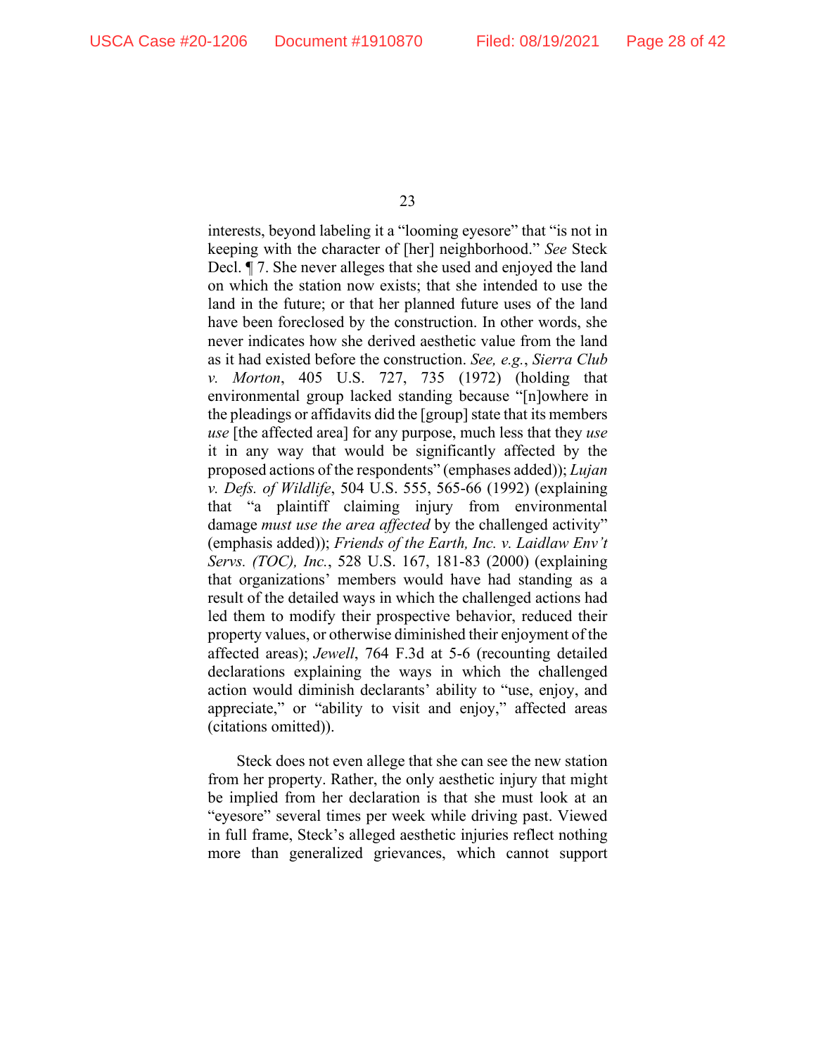interests, beyond labeling it a "looming eyesore" that "is not in keeping with the character of [her] neighborhood." *See* Steck Decl. ¶ 7. She never alleges that she used and enjoyed the land on which the station now exists; that she intended to use the land in the future; or that her planned future uses of the land have been foreclosed by the construction. In other words, she never indicates how she derived aesthetic value from the land as it had existed before the construction. *See, e.g.*, *Sierra Club v. Morton*, 405 U.S. 727, 735 (1972) (holding that environmental group lacked standing because "[n]owhere in the pleadings or affidavits did the [group] state that its members *use* [the affected area] for any purpose, much less that they *use* it in any way that would be significantly affected by the proposed actions of the respondents" (emphases added)); *Lujan v. Defs. of Wildlife*, 504 U.S. 555, 565-66 (1992) (explaining that "a plaintiff claiming injury from environmental damage *must use the area affected* by the challenged activity" (emphasis added)); *Friends of the Earth, Inc. v. Laidlaw Env't Servs. (TOC), Inc.*, 528 U.S. 167, 181-83 (2000) (explaining that organizations' members would have had standing as a result of the detailed ways in which the challenged actions had led them to modify their prospective behavior, reduced their property values, or otherwise diminished their enjoyment of the affected areas); *Jewell*, 764 F.3d at 5-6 (recounting detailed declarations explaining the ways in which the challenged action would diminish declarants' ability to "use, enjoy, and appreciate," or "ability to visit and enjoy," affected areas (citations omitted)).

Steck does not even allege that she can see the new station from her property. Rather, the only aesthetic injury that might be implied from her declaration is that she must look at an "eyesore" several times per week while driving past. Viewed in full frame, Steck's alleged aesthetic injuries reflect nothing more than generalized grievances, which cannot support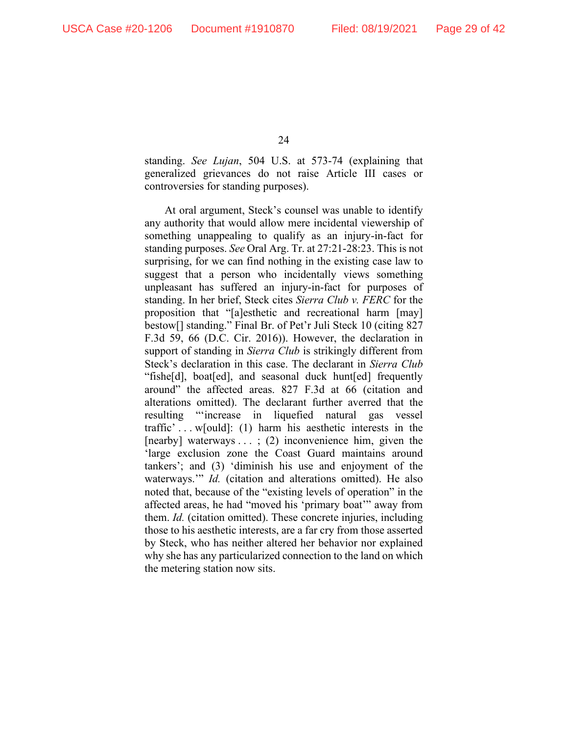standing. *See Lujan*, 504 U.S. at 573-74 (explaining that generalized grievances do not raise Article III cases or controversies for standing purposes).

At oral argument, Steck's counsel was unable to identify any authority that would allow mere incidental viewership of something unappealing to qualify as an injury-in-fact for standing purposes. *See* Oral Arg. Tr. at 27:21-28:23. This is not surprising, for we can find nothing in the existing case law to suggest that a person who incidentally views something unpleasant has suffered an injury-in-fact for purposes of standing. In her brief, Steck cites *Sierra Club v. FERC* for the proposition that "[a]esthetic and recreational harm [may] bestow[] standing." Final Br. of Pet'r Juli Steck 10 (citing 827 F.3d 59, 66 (D.C. Cir. 2016)). However, the declaration in support of standing in *Sierra Club* is strikingly different from Steck's declaration in this case. The declarant in *Sierra Club* "fishe[d], boat[ed], and seasonal duck hunt[ed] frequently around" the affected areas. 827 F.3d at 66 (citation and alterations omitted). The declarant further averred that the resulting "'increase in liquefied natural gas vessel traffic' . . . w[ould]: (1) harm his aesthetic interests in the [nearby] waterways . . . ; (2) inconvenience him, given the 'large exclusion zone the Coast Guard maintains around tankers'; and (3) 'diminish his use and enjoyment of the waterways.'" *Id.* (citation and alterations omitted). He also noted that, because of the "existing levels of operation" in the affected areas, he had "moved his 'primary boat'" away from them. *Id.* (citation omitted). These concrete injuries, including those to his aesthetic interests, are a far cry from those asserted by Steck, who has neither altered her behavior nor explained why she has any particularized connection to the land on which the metering station now sits.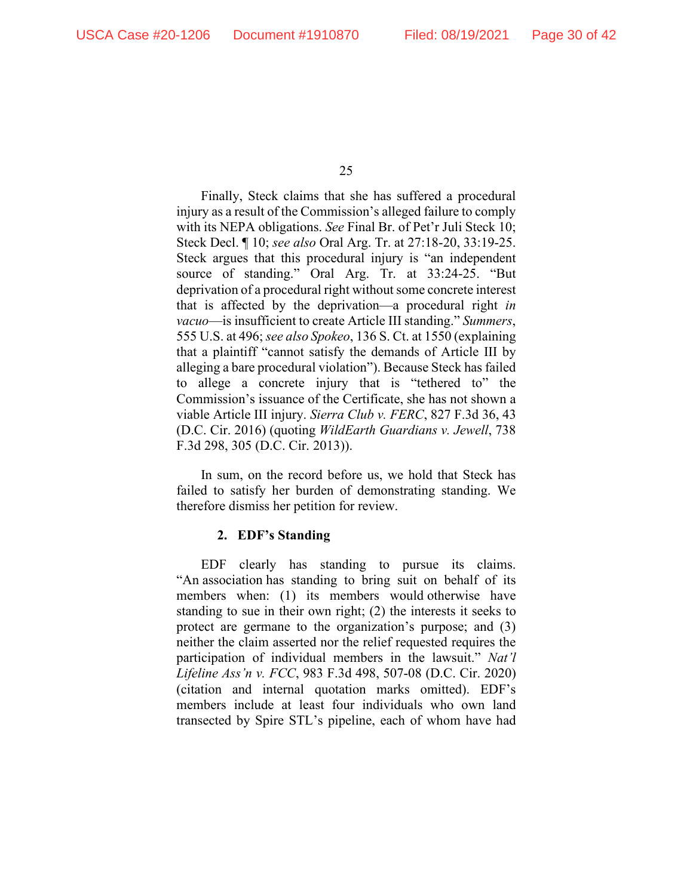Finally, Steck claims that she has suffered a procedural injury as a result of the Commission's alleged failure to comply with its NEPA obligations. *See* Final Br. of Pet'r Juli Steck 10; Steck Decl. ¶ 10; *see also* Oral Arg. Tr. at 27:18-20, 33:19-25. Steck argues that this procedural injury is "an independent source of standing." Oral Arg. Tr. at 33:24-25. "But deprivation of a procedural right without some concrete interest that is affected by the deprivation—a procedural right *in vacuo*—is insufficient to create Article III standing." *Summers*, 555 U.S. at 496; *see also Spokeo*, 136 S. Ct. at 1550 (explaining that a plaintiff "cannot satisfy the demands of Article III by alleging a bare procedural violation"). Because Steck has failed to allege a concrete injury that is "tethered to" the Commission's issuance of the Certificate, she has not shown a viable Article III injury. *Sierra Club v. FERC*, 827 F.3d 36, 43 (D.C. Cir. 2016) (quoting *WildEarth Guardians v. Jewell*, 738 F.3d 298, 305 (D.C. Cir. 2013)).

In sum, on the record before us, we hold that Steck has failed to satisfy her burden of demonstrating standing. We therefore dismiss her petition for review.

### 2. EDF's Standing

EDF clearly has standing to pursue its claims. "An association has standing to bring suit on behalf of its members when: (1) its members would otherwise have standing to sue in their own right; (2) the interests it seeks to protect are germane to the organization's purpose; and (3) neither the claim asserted nor the relief requested requires the participation of individual members in the lawsuit." *Nat'l Lifeline Ass'n v. FCC*, 983 F.3d 498, 507-08 (D.C. Cir. 2020) (citation and internal quotation marks omitted). EDF's members include at least four individuals who own land transected by Spire STL's pipeline, each of whom have had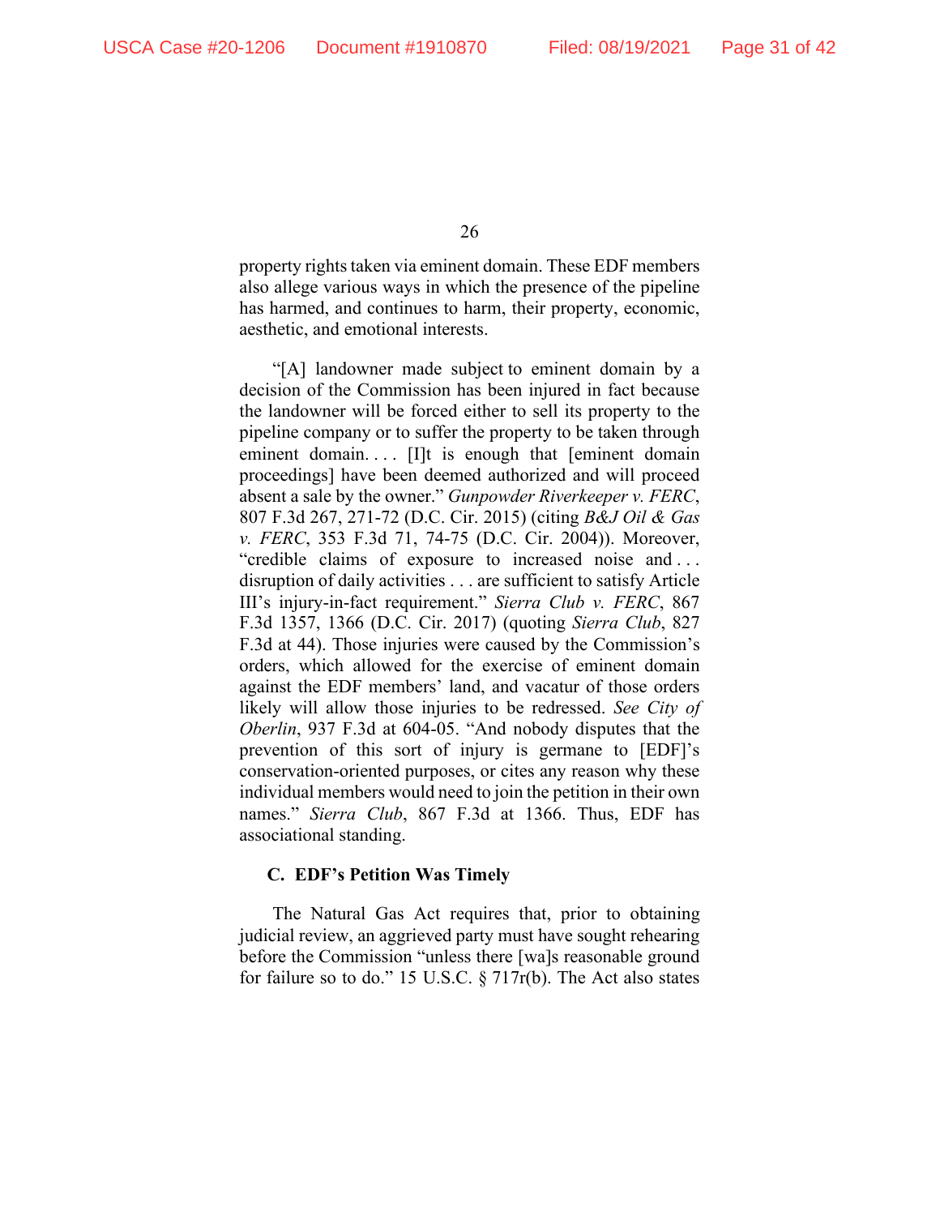property rights taken via eminent domain. These EDF members also allege various ways in which the presence of the pipeline has harmed, and continues to harm, their property, economic, aesthetic, and emotional interests.

"[A] landowner made subject to eminent domain by a decision of the Commission has been injured in fact because the landowner will be forced either to sell its property to the pipeline company or to suffer the property to be taken through eminent domain. . . . [I]t is enough that [eminent domain proceedings] have been deemed authorized and will proceed absent a sale by the owner." *Gunpowder Riverkeeper v. FERC*, 807 F.3d 267, 271-72 (D.C. Cir. 2015) (citing *B&J Oil & Gas v. FERC*, 353 F.3d 71, 74-75 (D.C. Cir. 2004)). Moreover, "credible claims of exposure to increased noise and . . . disruption of daily activities . . . are sufficient to satisfy Article III's injury-in-fact requirement." *Sierra Club v. FERC*, 867 F.3d 1357, 1366 (D.C. Cir. 2017) (quoting *Sierra Club*, 827 F.3d at 44). Those injuries were caused by the Commission's orders, which allowed for the exercise of eminent domain against the EDF members' land, and vacatur of those orders likely will allow those injuries to be redressed. *See City of Oberlin*, 937 F.3d at 604-05. "And nobody disputes that the prevention of this sort of injury is germane to [EDF]'s conservation-oriented purposes, or cites any reason why these individual members would need to join the petition in their own names." *Sierra Club*, 867 F.3d at 1366. Thus, EDF has associational standing.

### C. EDF's Petition Was Timely

The Natural Gas Act requires that, prior to obtaining judicial review, an aggrieved party must have sought rehearing before the Commission "unless there [wa]s reasonable ground for failure so to do." 15 U.S.C. § 717r(b). The Act also states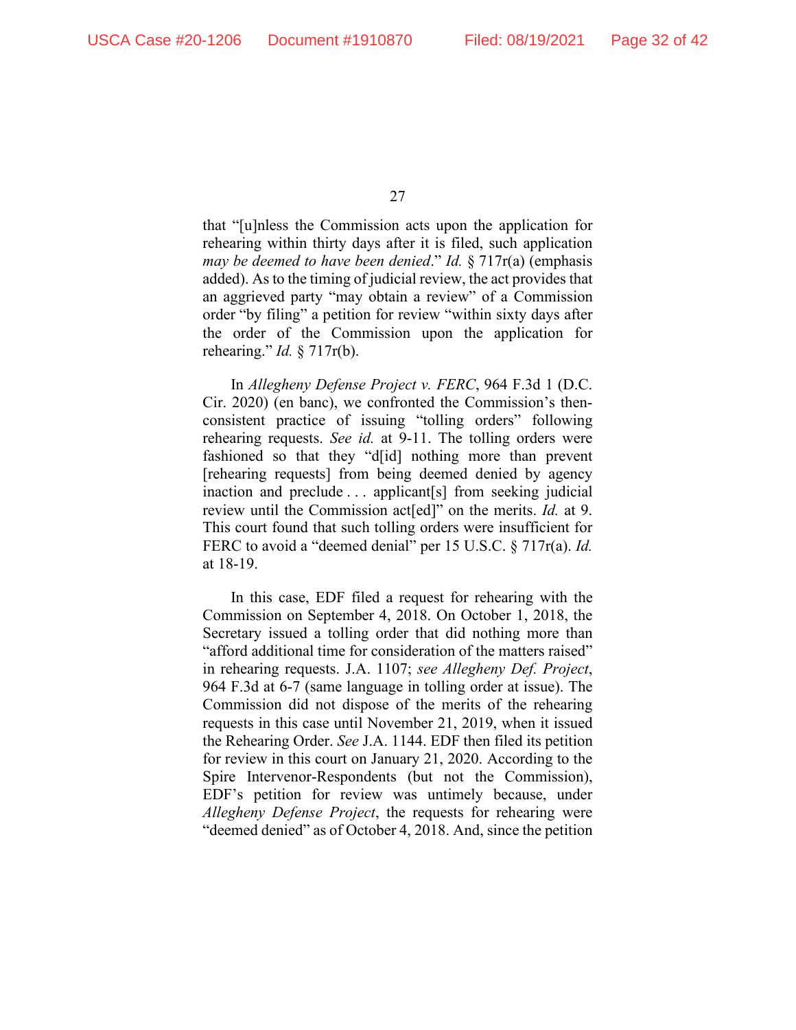that "[u]nless the Commission acts upon the application for rehearing within thirty days after it is filed, such application *may be deemed to have been denied*." *Id.* § 717r(a) (emphasis added). As to the timing of judicial review, the act provides that an aggrieved party "may obtain a review" of a Commission order "by filing" a petition for review "within sixty days after the order of the Commission upon the application for rehearing." *Id.* § 717r(b).

In *Allegheny Defense Project v. FERC*, 964 F.3d 1 (D.C. Cir. 2020) (en banc), we confronted the Commission's then-consistent practice of issuing "tolling orders" following rehearing requests. *See id.* at 9-11. The tolling orders were fashioned so that they "d[id] nothing more than prevent [rehearing requests] from being deemed denied by agency inaction and preclude . . . applicant[s] from seeking judicial review until the Commission act[ed]" on the merits. *Id.* at 9. This court found that such tolling orders were insufficient for FERC to avoid a "deemed denial" per 15 U.S.C. § 717r(a). *Id.* at 18-19.

In this case, EDF filed a request for rehearing with the Commission on September 4, 2018. On October 1, 2018, the Secretary issued a tolling order that did nothing more than "afford additional time for consideration of the matters raised" in rehearing requests. J.A. 1107; *see Allegheny Def. Project*, 964 F.3d at 6-7 (same language in tolling order at issue). The Commission did not dispose of the merits of the rehearing requests in this case until November 21, 2019, when it issued the Rehearing Order. *See* J.A. 1144. EDF then filed its petition for review in this court on January 21, 2020. According to the Spire Intervenor-Respondents (but not the Commission), EDF's petition for review was untimely because, under *Allegheny Defense Project*, the requests for rehearing were "deemed denied" as of October 4, 2018. And, since the petition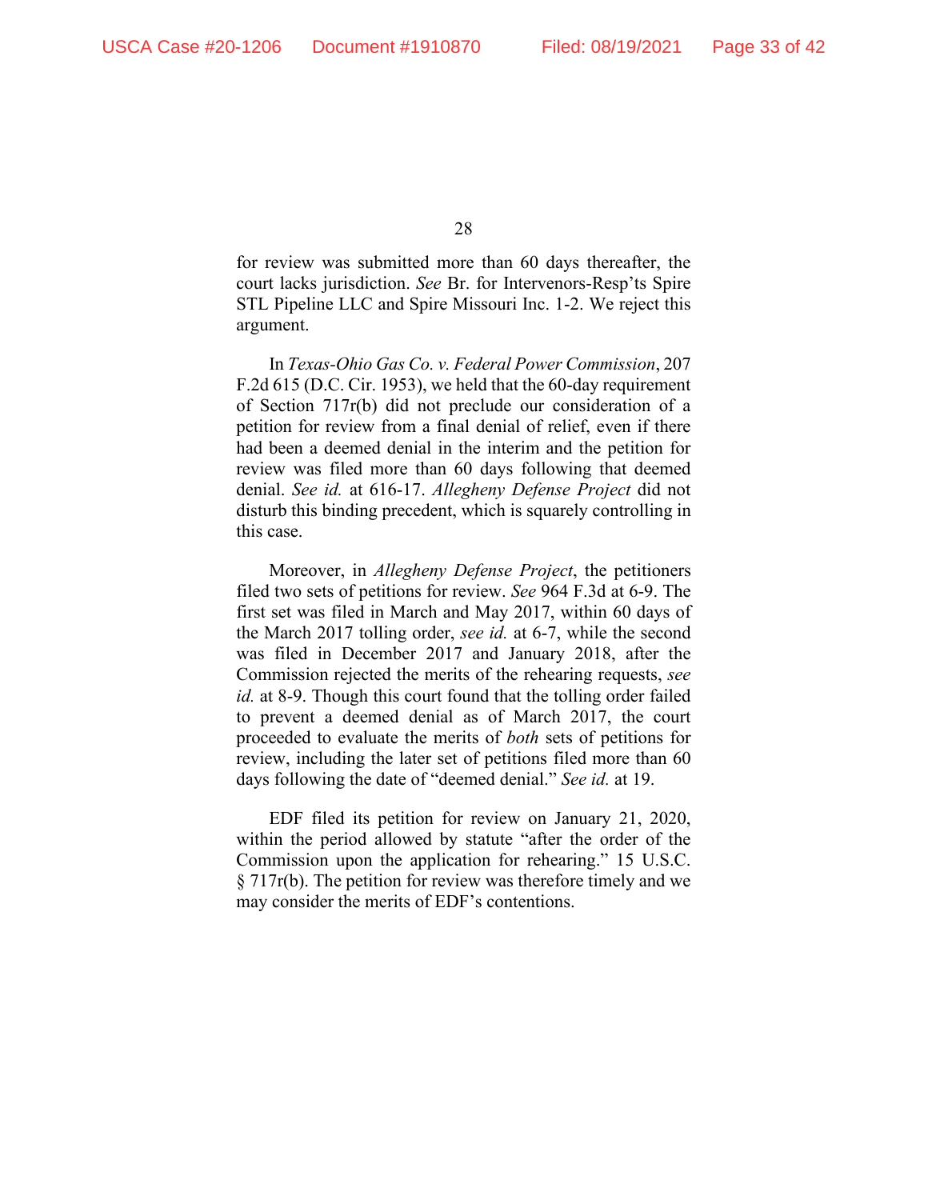for review was submitted more than 60 days thereafter, the court lacks jurisdiction. *See* Br. for Intervenors-Resp'ts Spire STL Pipeline LLC and Spire Missouri Inc. 1-2. We reject this argument.

In *Texas-Ohio Gas Co. v. Federal Power Commission*, 207 F.2d 615 (D.C. Cir. 1953), we held that the 60-day requirement of Section 717r(b) did not preclude our consideration of a petition for review from a final denial of relief, even if there had been a deemed denial in the interim and the petition for review was filed more than 60 days following that deemed denial. *See id.* at 616-17. *Allegheny Defense Project* did not disturb this binding precedent, which is squarely controlling in this case.

Moreover, in *Allegheny Defense Project*, the petitioners filed two sets of petitions for review. *See* 964 F.3d at 6-9. The first set was filed in March and May 2017, within 60 days of the March 2017 tolling order, *see id.* at 6-7, while the second was filed in December 2017 and January 2018, after the Commission rejected the merits of the rehearing requests, *see id.* at 8-9. Though this court found that the tolling order failed to prevent a deemed denial as of March 2017, the court proceeded to evaluate the merits of *both* sets of petitions for review, including the later set of petitions filed more than 60 days following the date of "deemed denial." *See id.* at 19.

EDF filed its petition for review on January 21, 2020, within the period allowed by statute "after the order of the Commission upon the application for rehearing." 15 U.S.C. § 717r(b). The petition for review was therefore timely and we may consider the merits of EDF's contentions.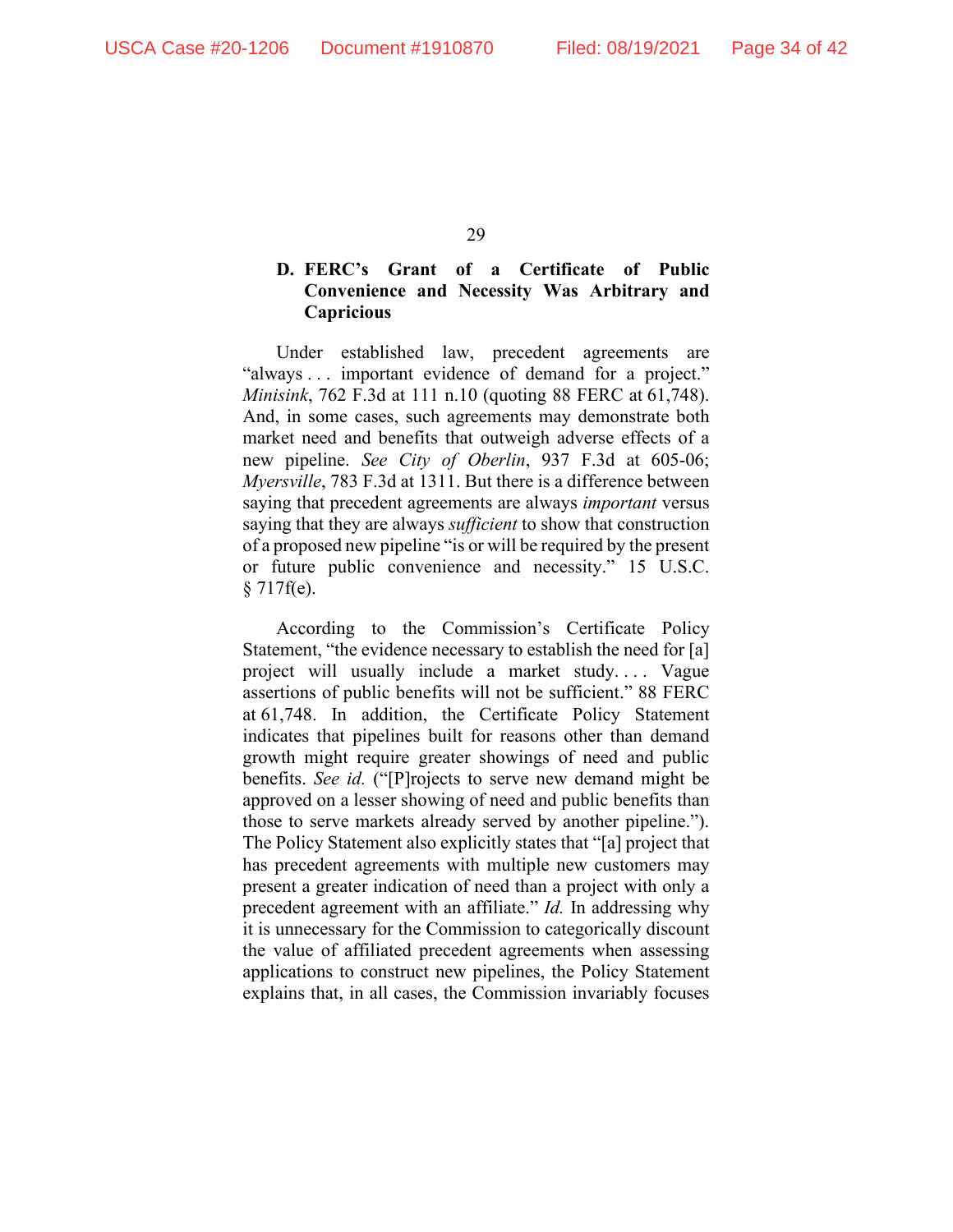### D. FERC's Grant of a Certificate of Public Convenience and Necessity Was Arbitrary and Capricious

Under established law, precedent agreements are "always . . . important evidence of demand for a project." *Minisink*, 762 F.3d at 111 n.10 (quoting 88 FERC at 61,748). And, in some cases, such agreements may demonstrate both market need and benefits that outweigh adverse effects of a new pipeline. *See City of Oberlin*, 937 F.3d at 605-06; *Myersville*, 783 F.3d at 1311. But there is a difference between saying that precedent agreements are always *important* versus saying that they are always *sufficient* to show that construction of a proposed new pipeline "is or will be required by the present or future public convenience and necessity." 15 U.S.C. § 717f(e).

According to the Commission's Certificate Policy Statement, "the evidence necessary to establish the need for [a] project will usually include a market study. . . . Vague assertions of public benefits will not be sufficient." 88 FERC at 61,748. In addition, the Certificate Policy Statement indicates that pipelines built for reasons other than demand growth might require greater showings of need and public benefits. *See id.* ("[P]rojects to serve new demand might be approved on a lesser showing of need and public benefits than those to serve markets already served by another pipeline."). The Policy Statement also explicitly states that "[a] project that has precedent agreements with multiple new customers may present a greater indication of need than a project with only a precedent agreement with an affiliate." *Id.* In addressing why it is unnecessary for the Commission to categorically discount the value of affiliated precedent agreements when assessing applications to construct new pipelines, the Policy Statement explains that, in all cases, the Commission invariably focuses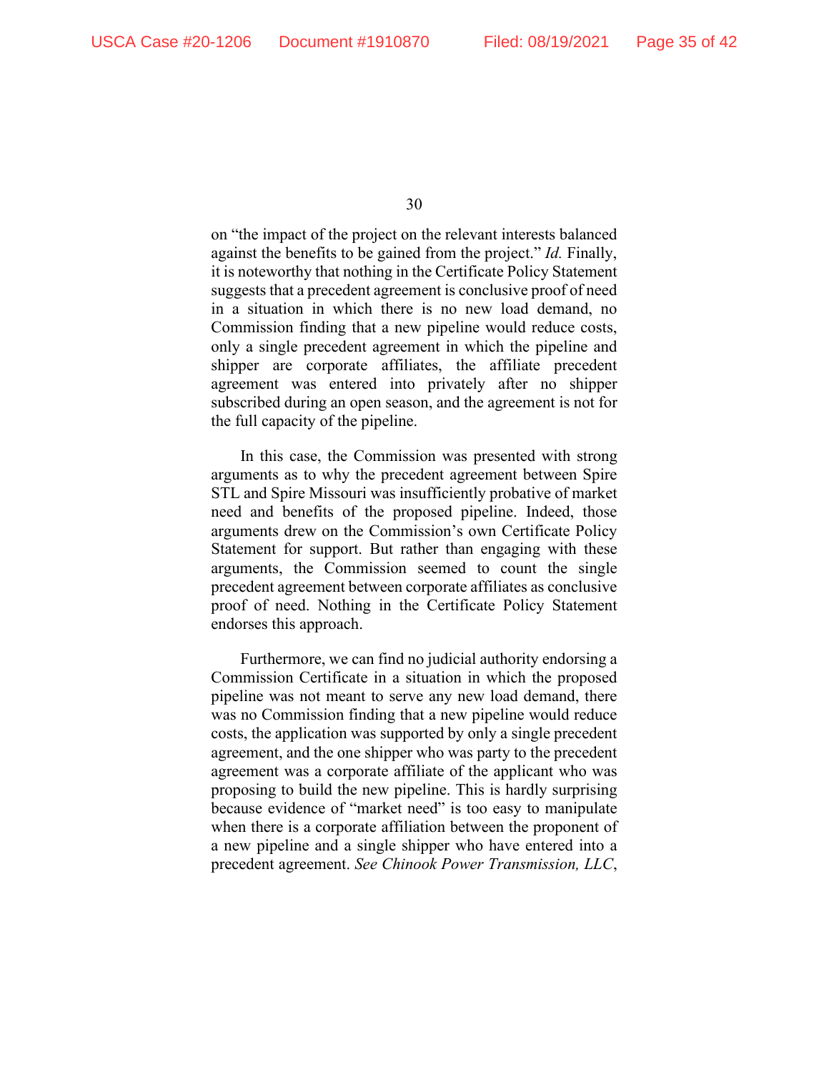on "the impact of the project on the relevant interests balanced against the benefits to be gained from the project." *Id.* Finally, it is noteworthy that nothing in the Certificate Policy Statement suggests that a precedent agreement is conclusive proof of need in a situation in which there is no new load demand, no Commission finding that a new pipeline would reduce costs, only a single precedent agreement in which the pipeline and shipper are corporate affiliates, the affiliate precedent agreement was entered into privately after no shipper subscribed during an open season, and the agreement is not for the full capacity of the pipeline.

In this case, the Commission was presented with strong arguments as to why the precedent agreement between Spire STL and Spire Missouri was insufficiently probative of market need and benefits of the proposed pipeline. Indeed, those arguments drew on the Commission's own Certificate Policy Statement for support. But rather than engaging with these arguments, the Commission seemed to count the single precedent agreement between corporate affiliates as conclusive proof of need. Nothing in the Certificate Policy Statement endorses this approach.

Furthermore, we can find no judicial authority endorsing a Commission Certificate in a situation in which the proposed pipeline was not meant to serve any new load demand, there was no Commission finding that a new pipeline would reduce costs, the application was supported by only a single precedent agreement, and the one shipper who was party to the precedent agreement was a corporate affiliate of the applicant who was proposing to build the new pipeline. This is hardly surprising because evidence of "market need" is too easy to manipulate when there is a corporate affiliation between the proponent of a new pipeline and a single shipper who have entered into a precedent agreement. *See Chinook Power Transmission, LLC*,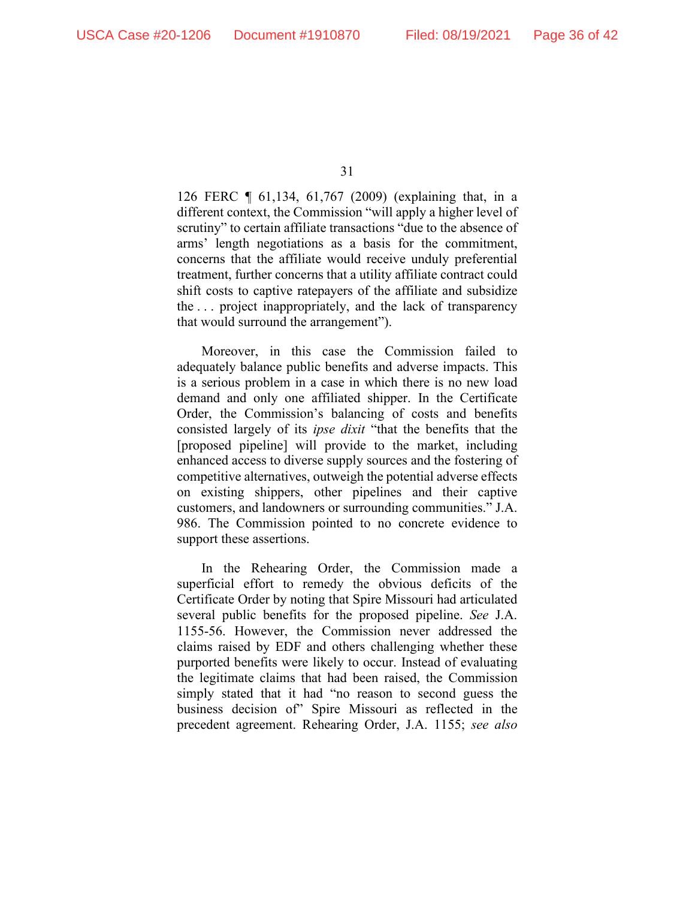126 FERC ¶ 61,134, 61,767 (2009) (explaining that, in a different context, the Commission "will apply a higher level of scrutiny" to certain affiliate transactions "due to the absence of arms' length negotiations as a basis for the commitment, concerns that the affiliate would receive unduly preferential treatment, further concerns that a utility affiliate contract could shift costs to captive ratepayers of the affiliate and subsidize the . . . project inappropriately, and the lack of transparency that would surround the arrangement").

Moreover, in this case the Commission failed to adequately balance public benefits and adverse impacts. This is a serious problem in a case in which there is no new load demand and only one affiliated shipper. In the Certificate Order, the Commission's balancing of costs and benefits consisted largely of its *ipse dixit* "that the benefits that the [proposed pipeline] will provide to the market, including enhanced access to diverse supply sources and the fostering of competitive alternatives, outweigh the potential adverse effects on existing shippers, other pipelines and their captive customers, and landowners or surrounding communities." J.A. 986. The Commission pointed to no concrete evidence to support these assertions.

In the Rehearing Order, the Commission made a superficial effort to remedy the obvious deficits of the Certificate Order by noting that Spire Missouri had articulated several public benefits for the proposed pipeline. *See* J.A. 1155-56. However, the Commission never addressed the claims raised by EDF and others challenging whether these purported benefits were likely to occur. Instead of evaluating the legitimate claims that had been raised, the Commission simply stated that it had "no reason to second guess the business decision of" Spire Missouri as reflected in the precedent agreement. Rehearing Order, J.A. 1155; *see also*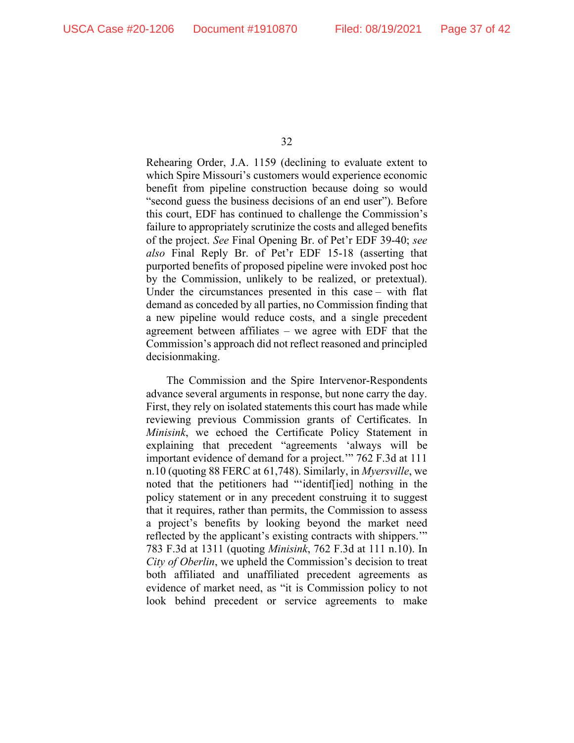Rehearing Order, J.A. 1159 (declining to evaluate extent to which Spire Missouri's customers would experience economic benefit from pipeline construction because doing so would "second guess the business decisions of an end user"). Before this court, EDF has continued to challenge the Commission's failure to appropriately scrutinize the costs and alleged benefits of the project. *See* Final Opening Br. of Pet'r EDF 39-40; *see also* Final Reply Br. of Pet'r EDF 15-18 (asserting that purported benefits of proposed pipeline were invoked post hoc by the Commission, unlikely to be realized, or pretextual). Under the circumstances presented in this case – with flat demand as conceded by all parties, no Commission finding that a new pipeline would reduce costs, and a single precedent agreement between affiliates – we agree with EDF that the Commission's approach did not reflect reasoned and principled decisionmaking.

The Commission and the Spire Intervenor-Respondents advance several arguments in response, but none carry the day. First, they rely on isolated statements this court has made while reviewing previous Commission grants of Certificates. In *Minisink*, we echoed the Certificate Policy Statement in explaining that precedent "agreements 'always will be important evidence of demand for a project.'" 762 F.3d at 111 n.10 (quoting 88 FERC at 61,748). Similarly, in *Myersville*, we noted that the petitioners had "'identif[ied] nothing in the policy statement or in any precedent construing it to suggest that it requires, rather than permits, the Commission to assess a project's benefits by looking beyond the market need reflected by the applicant's existing contracts with shippers.'" 783 F.3d at 1311 (quoting *Minisink*, 762 F.3d at 111 n.10). In *City of Oberlin*, we upheld the Commission's decision to treat both affiliated and unaffiliated precedent agreements as evidence of market need, as "it is Commission policy to not look behind precedent or service agreements to make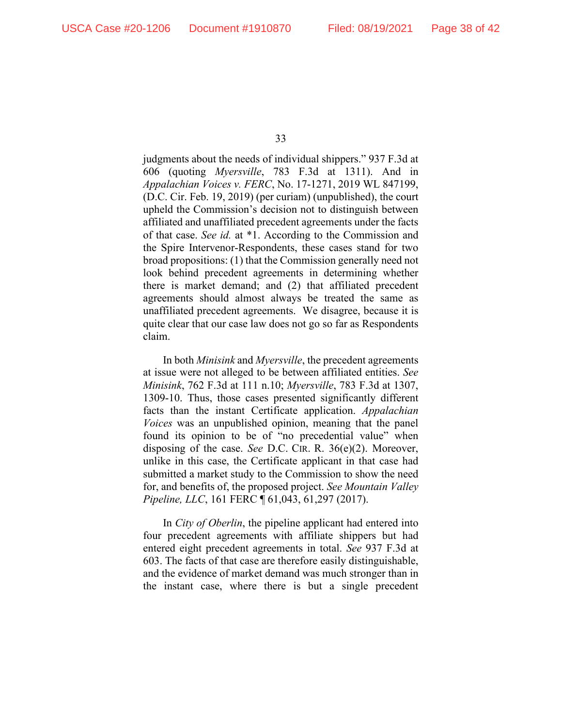judgments about the needs of individual shippers." 937 F.3d at 606 (quoting *Myersville*, 783 F.3d at 1311). And in *Appalachian Voices v. FERC*, No. 17-1271, 2019 WL 847199, (D.C. Cir. Feb. 19, 2019) (per curiam) (unpublished), the court upheld the Commission's decision not to distinguish between affiliated and unaffiliated precedent agreements under the facts of that case. *See id.* at *1. According to the Commission and the Spire Intervenor-Respondents, these cases stand for two broad propositions: (1) that the Commission generally need not look behind precedent agreements in determining whether there is market demand; and (2) that affiliated precedent agreements should almost always be treated the same as unaffiliated precedent agreements. We disagree, because it is quite clear that our case law does not go so far as Respondents claim.

In both *Minisink* and *Myersville*, the precedent agreements at issue were not alleged to be between affiliated entities. *See Minisink*, 762 F.3d at 111 n.10; *Myersville*, 783 F.3d at 1307, 1309-10. Thus, those cases presented significantly different facts than the instant Certificate application. *Appalachian Voices* was an unpublished opinion, meaning that the panel found its opinion to be of "no precedential value" when disposing of the case. *See* D.C. CIR. R. 36(e)(2). Moreover, unlike in this case, the Certificate applicant in that case had submitted a market study to the Commission to show the need for, and benefits of, the proposed project. *See Mountain Valley Pipeline, LLC*, 161 FERC ¶ 61,043, 61,297 (2017).

In *City of Oberlin*, the pipeline applicant had entered into four precedent agreements with affiliate shippers but had entered eight precedent agreements in total. *See* 937 F.3d at 603. The facts of that case are therefore easily distinguishable, and the evidence of market demand was much stronger than in the instant case, where there is but a single precedent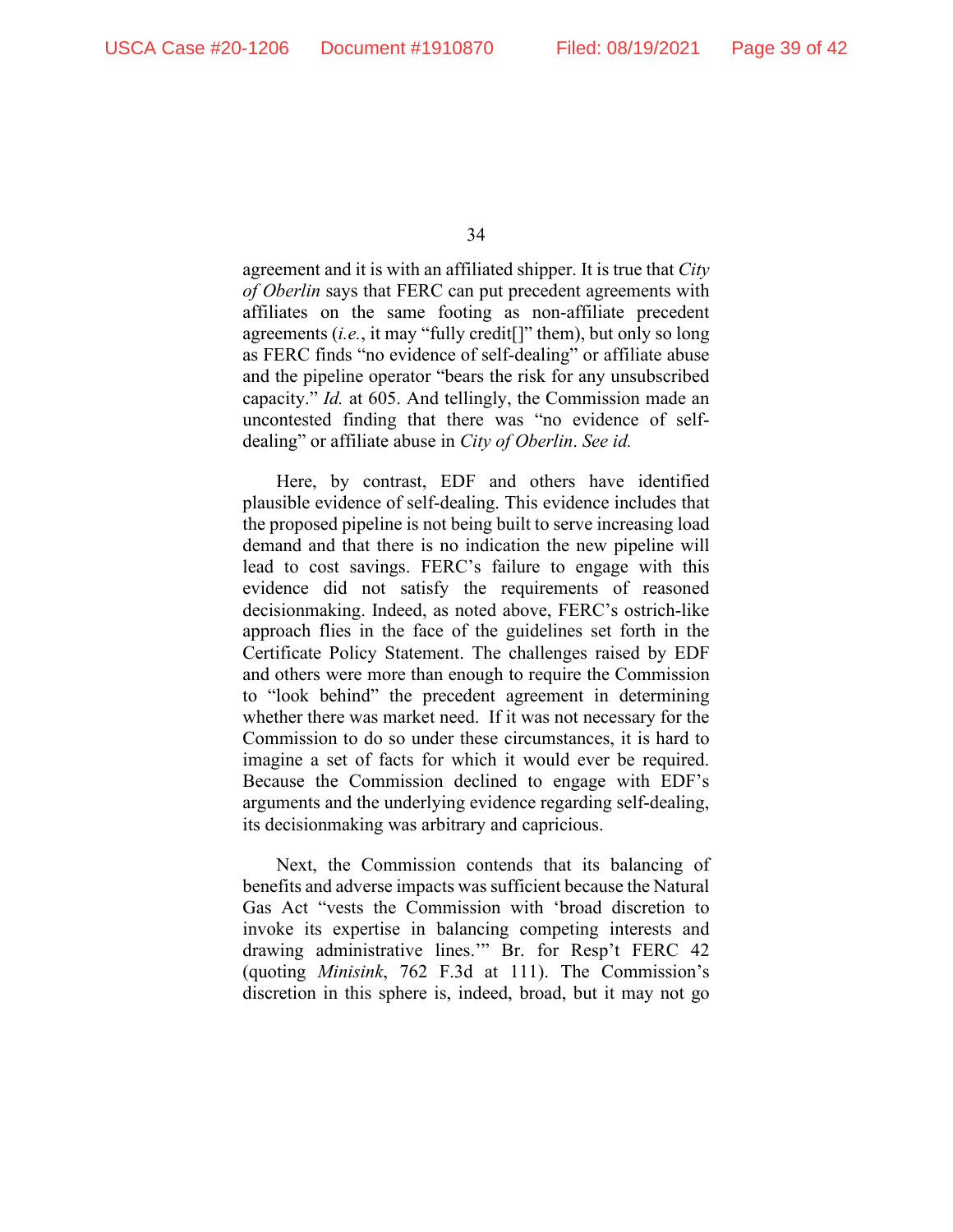agreement and it is with an affiliated shipper. It is true that *City of Oberlin* says that FERC can put precedent agreements with affiliates on the same footing as non-affiliate precedent agreements (*i.e.*, it may "fully credit[]" them), but only so long as FERC finds "no evidence of self-dealing" or affiliate abuse and the pipeline operator "bears the risk for any unsubscribed capacity." *Id.* at 605. And tellingly, the Commission made an uncontested finding that there was "no evidence of self-dealing" or affiliate abuse in *City of Oberlin*. *See id.*

Here, by contrast, EDF and others have identified plausible evidence of self-dealing. This evidence includes that the proposed pipeline is not being built to serve increasing load demand and that there is no indication the new pipeline will lead to cost savings. FERC's failure to engage with this evidence did not satisfy the requirements of reasoned decisionmaking. Indeed, as noted above, FERC's ostrich-like approach flies in the face of the guidelines set forth in the Certificate Policy Statement. The challenges raised by EDF and others were more than enough to require the Commission to "look behind" the precedent agreement in determining whether there was market need. If it was not necessary for the Commission to do so under these circumstances, it is hard to imagine a set of facts for which it would ever be required. Because the Commission declined to engage with EDF's arguments and the underlying evidence regarding self-dealing, its decisionmaking was arbitrary and capricious.

Next, the Commission contends that its balancing of benefits and adverse impacts was sufficient because the Natural Gas Act "vests the Commission with 'broad discretion to invoke its expertise in balancing competing interests and drawing administrative lines.'" Br. for Resp't FERC 42 (quoting *Minisink*, 762 F.3d at 111). The Commission's discretion in this sphere is, indeed, broad, but it may not go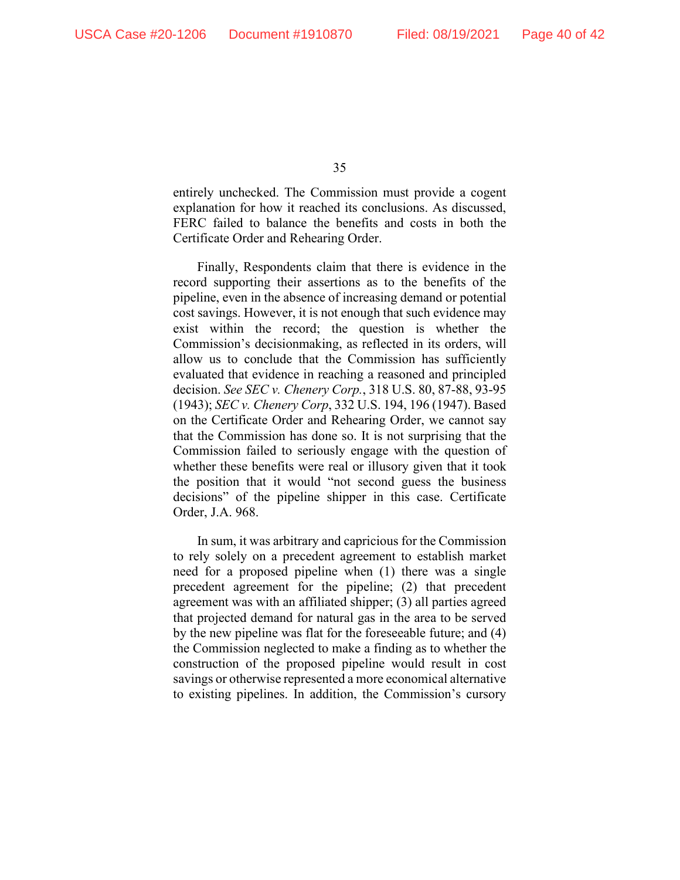entirely unchecked. The Commission must provide a cogent explanation for how it reached its conclusions. As discussed, FERC failed to balance the benefits and costs in both the Certificate Order and Rehearing Order.

Finally, Respondents claim that there is evidence in the record supporting their assertions as to the benefits of the pipeline, even in the absence of increasing demand or potential cost savings. However, it is not enough that such evidence may exist within the record; the question is whether the Commission's decisionmaking, as reflected in its orders, will allow us to conclude that the Commission has sufficiently evaluated that evidence in reaching a reasoned and principled decision. *See SEC v. Chenery Corp.*, 318 U.S. 80, 87-88, 93-95 (1943); *SEC v. Chenery Corp*, 332 U.S. 194, 196 (1947). Based on the Certificate Order and Rehearing Order, we cannot say that the Commission has done so. It is not surprising that the Commission failed to seriously engage with the question of whether these benefits were real or illusory given that it took the position that it would "not second guess the business decisions" of the pipeline shipper in this case. Certificate Order, J.A. 968.

In sum, it was arbitrary and capricious for the Commission to rely solely on a precedent agreement to establish market need for a proposed pipeline when (1) there was a single precedent agreement for the pipeline; (2) that precedent agreement was with an affiliated shipper; (3) all parties agreed that projected demand for natural gas in the area to be served by the new pipeline was flat for the foreseeable future; and (4) the Commission neglected to make a finding as to whether the construction of the proposed pipeline would result in cost savings or otherwise represented a more economical alternative to existing pipelines. In addition, the Commission's cursory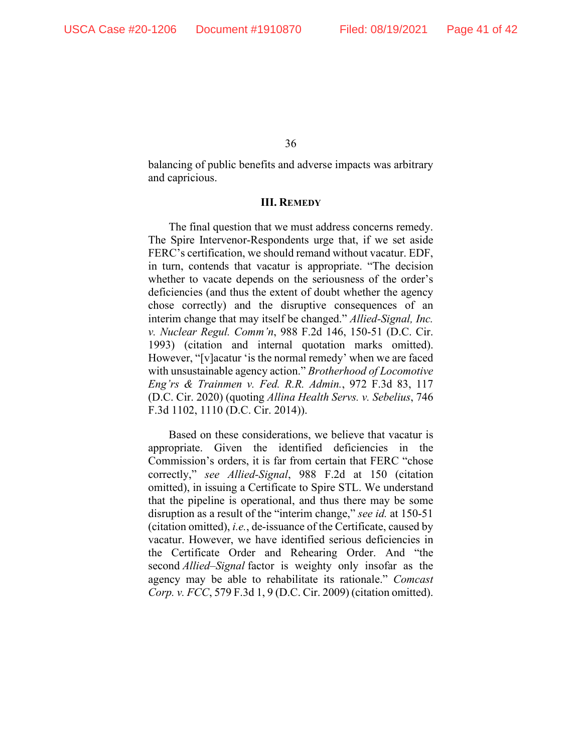balancing of public benefits and adverse impacts was arbitrary and capricious.

### III. REMEDY

The final question that we must address concerns remedy. The Spire Intervenor-Respondents urge that, if we set aside FERC's certification, we should remand without vacatur. EDF, in turn, contends that vacatur is appropriate. "The decision whether to vacate depends on the seriousness of the order's deficiencies (and thus the extent of doubt whether the agency chose correctly) and the disruptive consequences of an interim change that may itself be changed." *Allied-Signal, Inc. v. Nuclear Regul. Comm'n*, 988 F.2d 146, 150-51 (D.C. Cir. 1993) (citation and internal quotation marks omitted). However, "[v]acatur 'is the normal remedy' when we are faced with unsustainable agency action." *Brotherhood of Locomotive Eng'rs & Trainmen v. Fed. R.R. Admin.*, 972 F.3d 83, 117 (D.C. Cir. 2020) (quoting *Allina Health Servs. v. Sebelius*, 746 F.3d 1102, 1110 (D.C. Cir. 2014)).

Based on these considerations, we believe that vacatur is appropriate. Given the identified deficiencies in the Commission's orders, it is far from certain that FERC "chose correctly," *see Allied-Signal*, 988 F.2d at 150 (citation omitted), in issuing a Certificate to Spire STL. We understand that the pipeline is operational, and thus there may be some disruption as a result of the "interim change," *see id.* at 150-51 (citation omitted), *i.e.*, de-issuance of the Certificate, caused by vacatur. However, we have identified serious deficiencies in the Certificate Order and Rehearing Order. And "the second *Allied–Signal* factor is weighty only insofar as the agency may be able to rehabilitate its rationale." *Comcast Corp. v. FCC*, 579 F.3d 1, 9 (D.C. Cir. 2009) (citation omitted).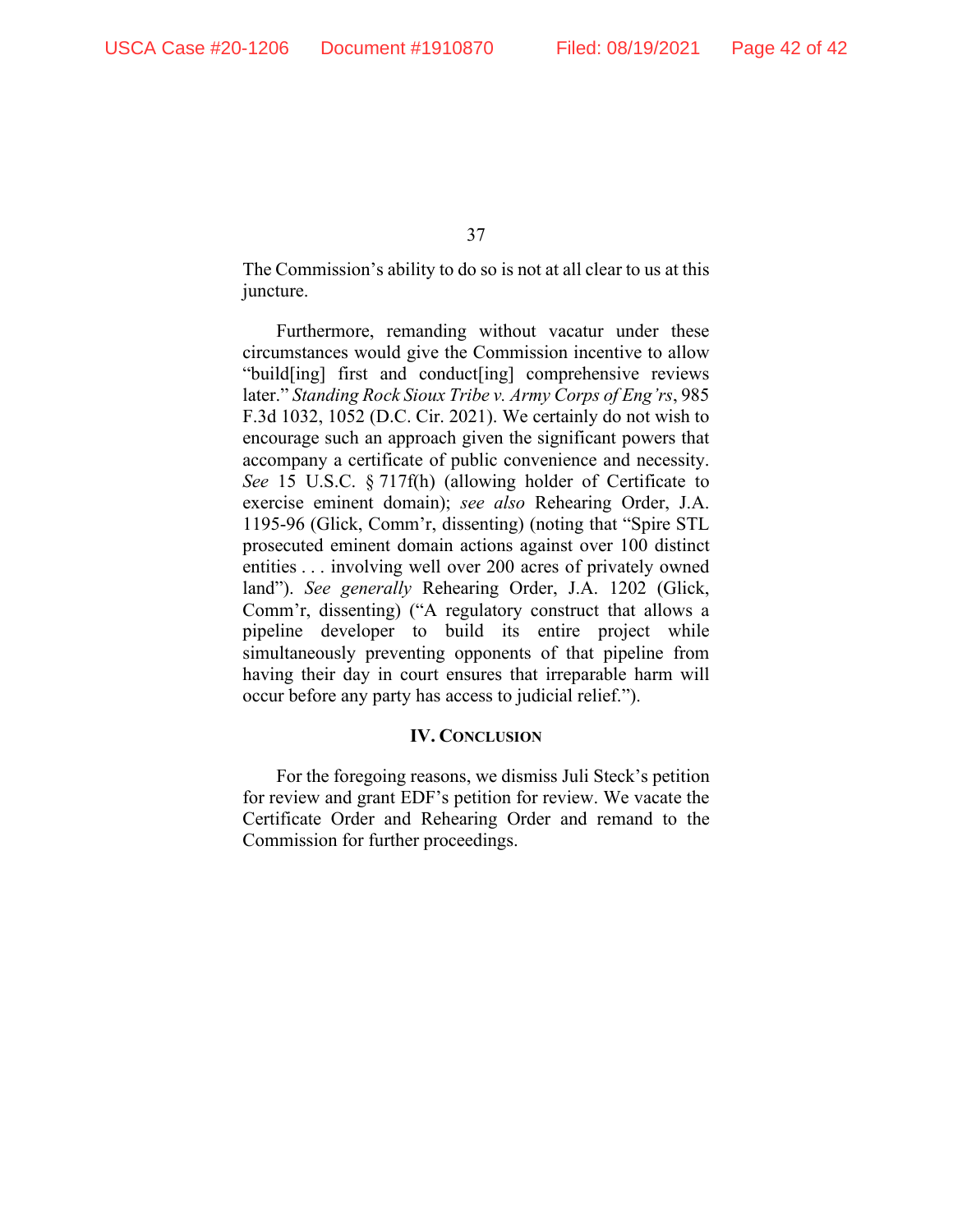The Commission's ability to do so is not at all clear to us at this juncture.

Furthermore, remanding without vacatur under these circumstances would give the Commission incentive to allow "build[ing] first and conduct[ing] comprehensive reviews later." *Standing Rock Sioux Tribe v. Army Corps of Eng'rs*, 985 F.3d 1032, 1052 (D.C. Cir. 2021). We certainly do not wish to encourage such an approach given the significant powers that accompany a certificate of public convenience and necessity. *See* 15 U.S.C. § 717f(h) (allowing holder of Certificate to exercise eminent domain); *see also* Rehearing Order, J.A. 1195-96 (Glick, Comm'r, dissenting) (noting that "Spire STL prosecuted eminent domain actions against over 100 distinct entities . . . involving well over 200 acres of privately owned land"). *See generally* Rehearing Order, J.A. 1202 (Glick, Comm'r, dissenting) ("A regulatory construct that allows a pipeline developer to build its entire project while simultaneously preventing opponents of that pipeline from having their day in court ensures that irreparable harm will occur before any party has access to judicial relief.").

## IV. CONCLUSION

For the foregoing reasons, we dismiss Juli Steck's petition for review and grant EDF's petition for review. We vacate the Certificate Order and Rehearing Order and remand to the Commission for further proceedings.